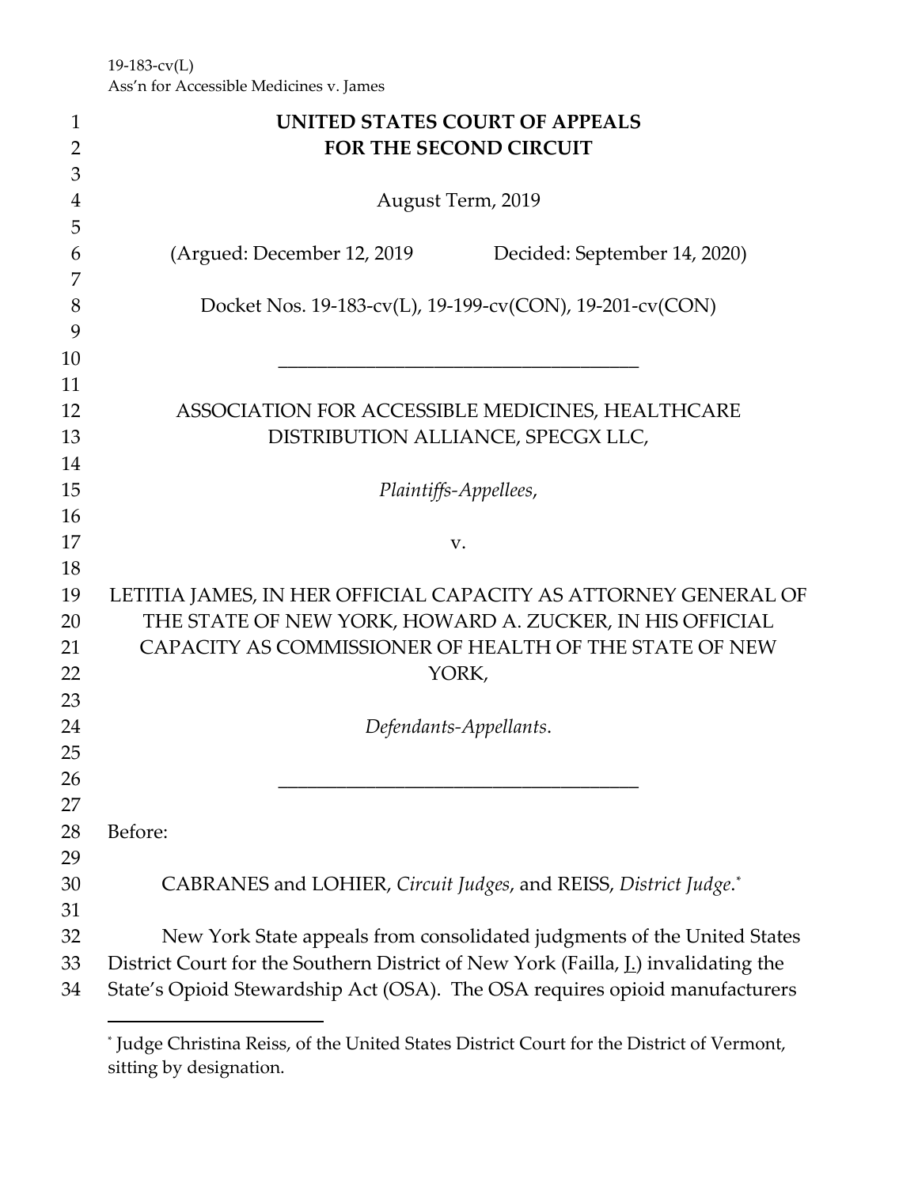19-183-cv(L)
Ass'n for Accessible Medicines v. James

**UNITED STATES COURT OF APPEALS**
**FOR THE SECOND CIRCUIT**

August Term, 2019

(Argued: December 12, 2019 Decided: September 14, 2020)

Docket Nos. 19-183-cv(L), 19-199-cv(CON), 19-201-cv(CON)

---

ASSOCIATION FOR ACCESSIBLE MEDICINES, HEALTHCARE DISTRIBUTION ALLIANCE, SPECGX LLC,

*Plaintiffs-Appellees*,

v.

LETITIA JAMES, IN HER OFFICIAL CAPACITY AS ATTORNEY GENERAL OF THE STATE OF NEW YORK, HOWARD A. ZUCKER, IN HIS OFFICIAL CAPACITY AS COMMISSIONER OF HEALTH OF THE STATE OF NEW YORK,

*Defendants-Appellants*.

---

Before:

CABRANES and LOHIER, *Circuit Judges*, and REISS, *District Judge*.*

New York State appeals from consolidated judgments of the United States District Court for the Southern District of New York (Failla, J.) invalidating the State's Opioid Stewardship Act (OSA). The OSA requires opioid manufacturers

---

* Judge Christina Reiss, of the United States District Court for the District of Vermont, sitting by designation.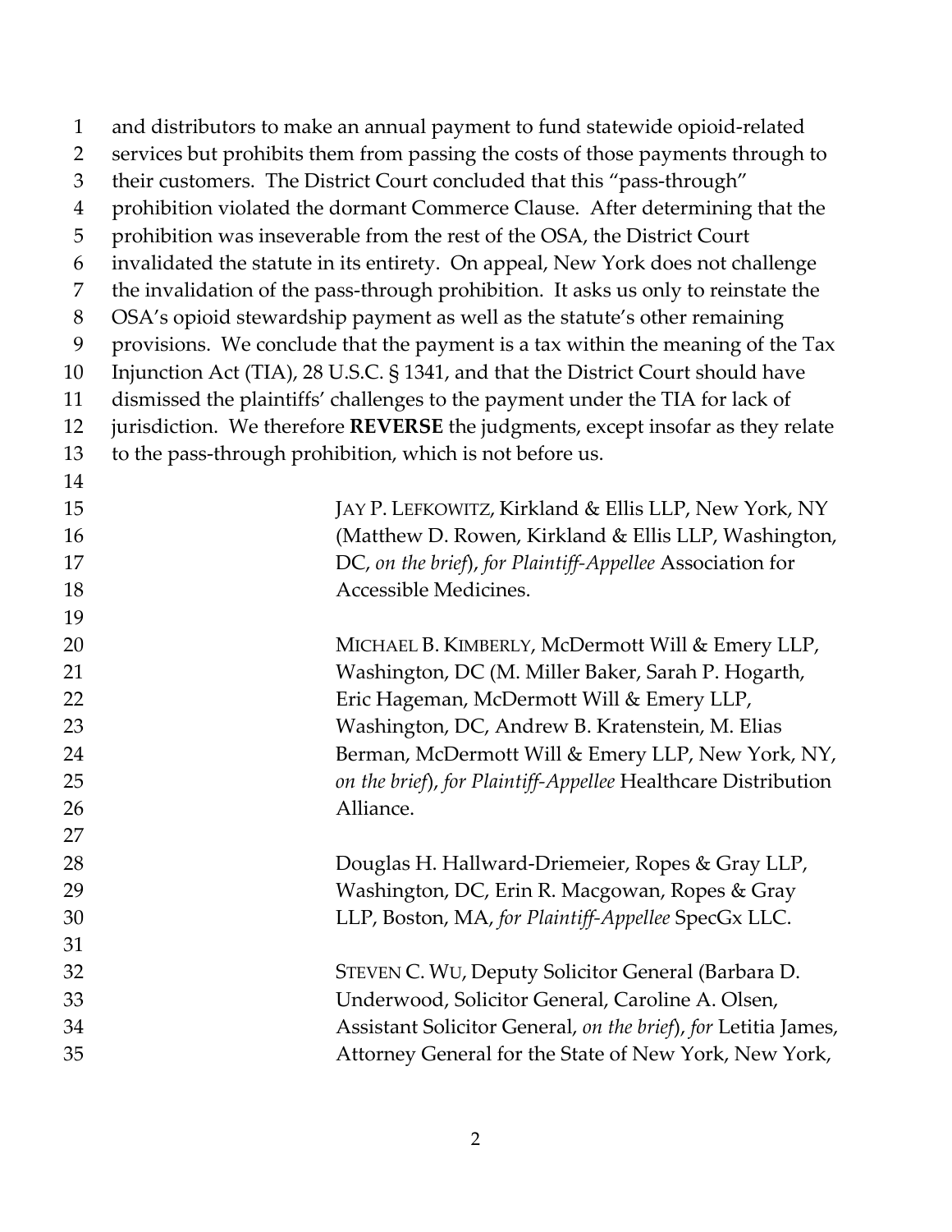and distributors to make an annual payment to fund statewide opioid-related services but prohibits them from passing the costs of those payments through to their customers. The District Court concluded that this "pass-through" prohibition violated the dormant Commerce Clause. After determining that the prohibition was inseverable from the rest of the OSA, the District Court invalidated the statute in its entirety. On appeal, New York does not challenge the invalidation of the pass-through prohibition. It asks us only to reinstate the OSA's opioid stewardship payment as well as the statute's other remaining provisions. We conclude that the payment is a tax within the meaning of the Tax Injunction Act (TIA), 28 U.S.C. § 1341, and that the District Court should have dismissed the plaintiffs' challenges to the payment under the TIA for lack of jurisdiction. We therefore **REVERSE** the judgments, except insofar as they relate to the pass-through prohibition, which is not before us.

JAY P. LEFKOWITZ, Kirkland & Ellis LLP, New York, NY (Matthew D. Rowen, Kirkland & Ellis LLP, Washington, DC, *on the brief*), *for Plaintiff-Appellee* Association for Accessible Medicines.

MICHAEL B. KIMBERLY, McDermott Will & Emery LLP, Washington, DC (M. Miller Baker, Sarah P. Hogarth, Eric Hageman, McDermott Will & Emery LLP, Washington, DC, Andrew B. Kratenstein, M. Elias Berman, McDermott Will & Emery LLP, New York, NY, *on the brief*), *for Plaintiff-Appellee* Healthcare Distribution Alliance.

Douglas H. Hallward-Driemeier, Ropes & Gray LLP, Washington, DC, Erin R. Macgowan, Ropes & Gray LLP, Boston, MA, *for Plaintiff-Appellee* SpecGx LLC.

STEVEN C. WU, Deputy Solicitor General (Barbara D. Underwood, Solicitor General, Caroline A. Olsen, Assistant Solicitor General, *on the brief*), *for* Letitia James, Attorney General for the State of New York, New York,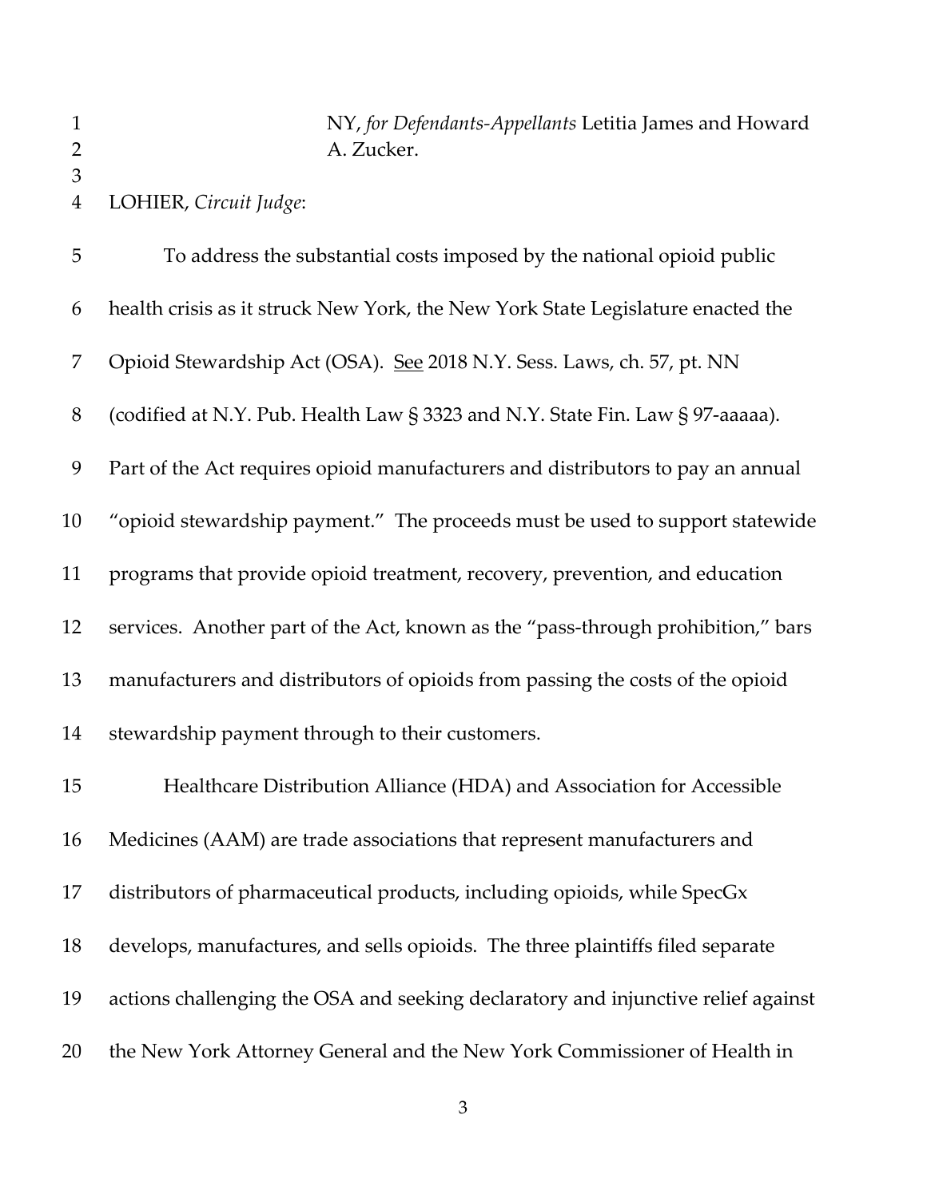NY, *for Defendants-Appellants* Letitia James and Howard A. Zucker.

LOHIER, *Circuit Judge*:

To address the substantial costs imposed by the national opioid public health crisis as it struck New York, the New York State Legislature enacted the Opioid Stewardship Act (OSA). See 2018 N.Y. Sess. Laws, ch. 57, pt. NN (codified at N.Y. Pub. Health Law § 3323 and N.Y. State Fin. Law § 97-aaaaa). Part of the Act requires opioid manufacturers and distributors to pay an annual "opioid stewardship payment." The proceeds must be used to support statewide programs that provide opioid treatment, recovery, prevention, and education services. Another part of the Act, known as the "pass-through prohibition," bars manufacturers and distributors of opioids from passing the costs of the opioid stewardship payment through to their customers.

Healthcare Distribution Alliance (HDA) and Association for Accessible Medicines (AAM) are trade associations that represent manufacturers and distributors of pharmaceutical products, including opioids, while SpecGx develops, manufactures, and sells opioids. The three plaintiffs filed separate actions challenging the OSA and seeking declaratory and injunctive relief against the New York Attorney General and the New York Commissioner of Health in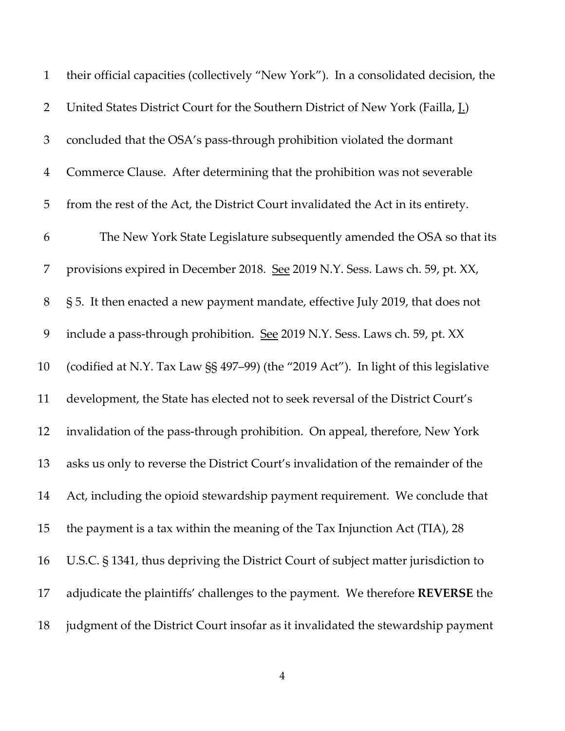their official capacities (collectively "New York"). In a consolidated decision, the United States District Court for the Southern District of New York (Failla, J.) concluded that the OSA's pass-through prohibition violated the dormant Commerce Clause. After determining that the prohibition was not severable from the rest of the Act, the District Court invalidated the Act in its entirety.

The New York State Legislature subsequently amended the OSA so that its provisions expired in December 2018. See 2019 N.Y. Sess. Laws ch. 59, pt. XX, § 5. It then enacted a new payment mandate, effective July 2019, that does not include a pass-through prohibition. See 2019 N.Y. Sess. Laws ch. 59, pt. XX (codified at N.Y. Tax Law §§ 497–99) (the "2019 Act"). In light of this legislative development, the State has elected not to seek reversal of the District Court's invalidation of the pass-through prohibition. On appeal, therefore, New York asks us only to reverse the District Court's invalidation of the remainder of the Act, including the opioid stewardship payment requirement. We conclude that the payment is a tax within the meaning of the Tax Injunction Act (TIA), 28 U.S.C. § 1341, thus depriving the District Court of subject matter jurisdiction to adjudicate the plaintiffs' challenges to the payment. We therefore **REVERSE** the judgment of the District Court insofar as it invalidated the stewardship payment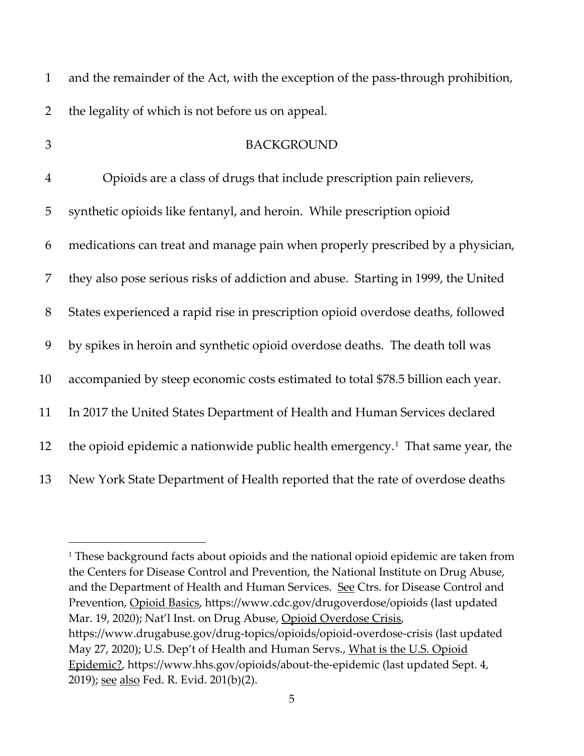and the remainder of the Act, with the exception of the pass-through prohibition, the legality of which is not before us on appeal.

## BACKGROUND

Opioids are a class of drugs that include prescription pain relievers, synthetic opioids like fentanyl, and heroin. While prescription opioid medications can treat and manage pain when properly prescribed by a physician, they also pose serious risks of addiction and abuse. Starting in 1999, the United States experienced a rapid rise in prescription opioid overdose deaths, followed by spikes in heroin and synthetic opioid overdose deaths. The death toll was accompanied by steep economic costs estimated to total $78.5 billion each year. In 2017 the United States Department of Health and Human Services declared the opioid epidemic a nationwide public health emergency.[1] That same year, the New York State Department of Health reported that the rate of overdose deaths

---

[1] These background facts about opioids and the national opioid epidemic are taken from the Centers for Disease Control and Prevention, the National Institute on Drug Abuse, and the Department of Health and Human Services. See Ctrs. for Disease Control and Prevention, Opioid Basics, https://www.cdc.gov/drugoverdose/opioids (last updated Mar. 19, 2020); Nat'l Inst. on Drug Abuse, Opioid Overdose Crisis, https://www.drugabuse.gov/drug-topics/opioids/opioid-overdose-crisis (last updated May 27, 2020); U.S. Dep't of Health and Human Servs., What is the U.S. Opioid Epidemic?, https://www.hhs.gov/opioids/about-the-epidemic (last updated Sept. 4, 2019); see also Fed. R. Evid. 201(b)(2).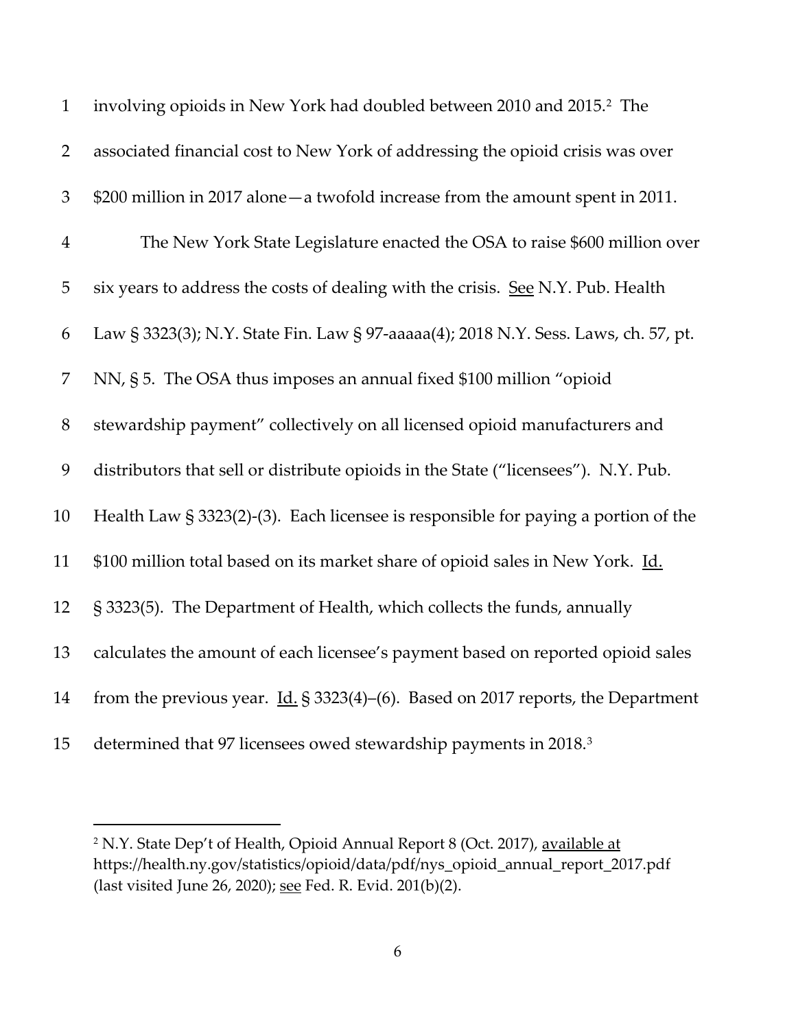involving opioids in New York had doubled between 2010 and 2015.[2] The associated financial cost to New York of addressing the opioid crisis was over $200 million in 2017 alone—a twofold increase from the amount spent in 2011.

The New York State Legislature enacted the OSA to raise $600 million over six years to address the costs of dealing with the crisis. See N.Y. Pub. Health Law § 3323(3); N.Y. State Fin. Law § 97-aaaaa(4); 2018 N.Y. Sess. Laws, ch. 57, pt. NN, § 5. The OSA thus imposes an annual fixed $100 million "opioid stewardship payment" collectively on all licensed opioid manufacturers and distributors that sell or distribute opioids in the State ("licensees"). N.Y. Pub. Health Law § 3323(2)-(3). Each licensee is responsible for paying a portion of the $100 million total based on its market share of opioid sales in New York. Id. § 3323(5). The Department of Health, which collects the funds, annually calculates the amount of each licensee's payment based on reported opioid sales from the previous year. Id. § 3323(4)–(6). Based on 2017 reports, the Department determined that 97 licensees owed stewardship payments in 2018.[3]

---

[2] N.Y. State Dep't of Health, Opioid Annual Report 8 (Oct. 2017), available at https://health.ny.gov/statistics/opioid/data/pdf/nys_opioid_annual_report_2017.pdf (last visited June 26, 2020); see Fed. R. Evid. 201(b)(2).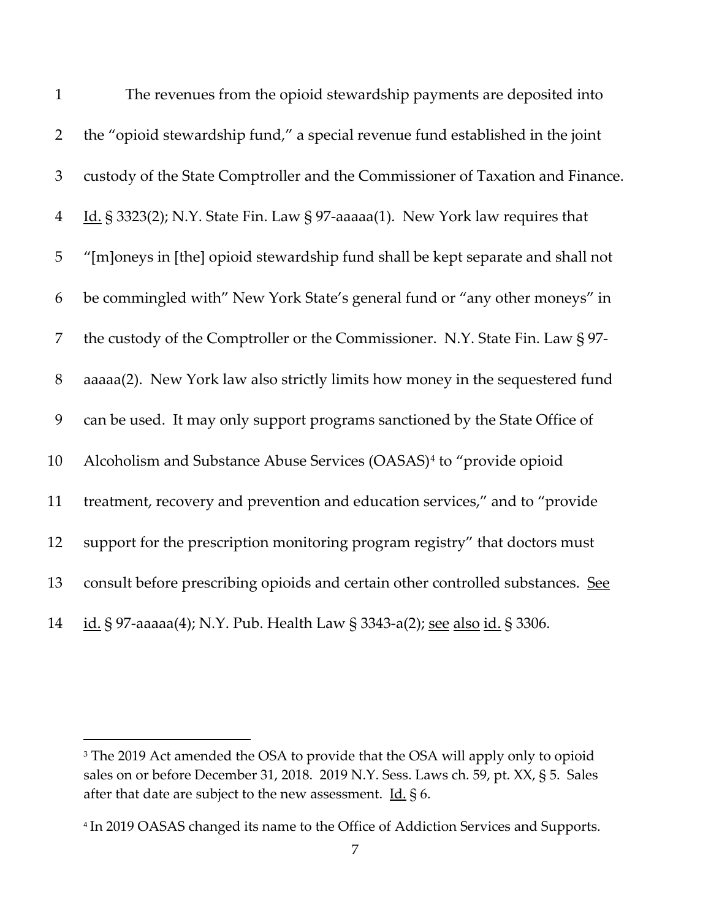The revenues from the opioid stewardship payments are deposited into the "opioid stewardship fund," a special revenue fund established in the joint custody of the State Comptroller and the Commissioner of Taxation and Finance. Id. § 3323(2); N.Y. State Fin. Law § 97-aaaaa(1). New York law requires that "[m]oneys in [the] opioid stewardship fund shall be kept separate and shall not be commingled with" New York State's general fund or "any other moneys" in the custody of the Comptroller or the Commissioner. N.Y. State Fin. Law § 97-aaaaa(2). New York law also strictly limits how money in the sequestered fund can be used. It may only support programs sanctioned by the State Office of Alcoholism and Substance Abuse Services (OASAS)[4] to "provide opioid treatment, recovery and prevention and education services," and to "provide support for the prescription monitoring program registry" that doctors must consult before prescribing opioids and certain other controlled substances. See id. § 97-aaaaa(4); N.Y. Pub. Health Law § 3343-a(2); see also id. § 3306.

---

[3] The 2019 Act amended the OSA to provide that the OSA will apply only to opioid sales on or before December 31, 2018. 2019 N.Y. Sess. Laws ch. 59, pt. XX, § 5. Sales after that date are subject to the new assessment. Id. § 6.

[4] In 2019 OASAS changed its name to the Office of Addiction Services and Supports.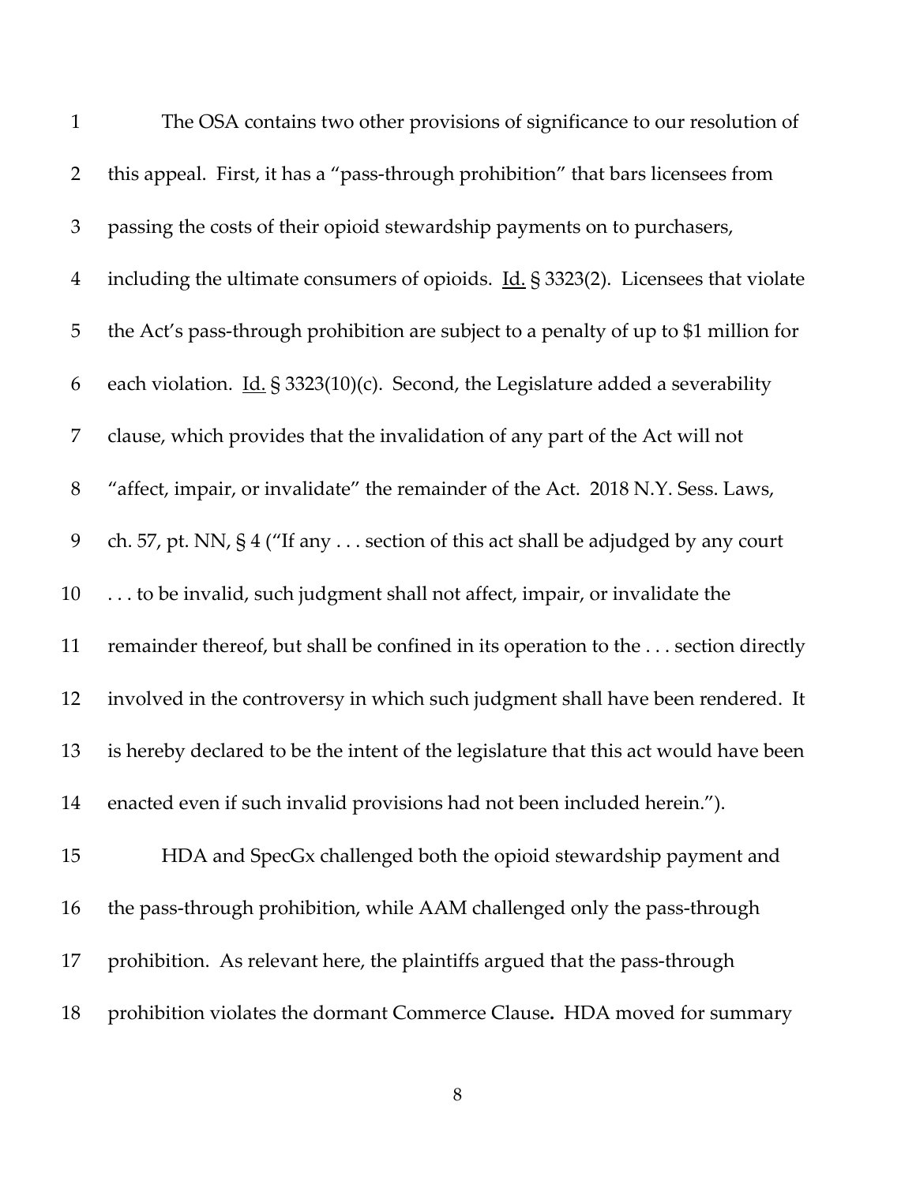The OSA contains two other provisions of significance to our resolution of this appeal. First, it has a "pass-through prohibition" that bars licensees from passing the costs of their opioid stewardship payments on to purchasers, including the ultimate consumers of opioids. Id. § 3323(2). Licensees that violate the Act's pass-through prohibition are subject to a penalty of up to $1 million for each violation. Id. § 3323(10)(c). Second, the Legislature added a severability clause, which provides that the invalidation of any part of the Act will not "affect, impair, or invalidate" the remainder of the Act. 2018 N.Y. Sess. Laws, ch. 57, pt. NN, § 4 ("If any . . . section of this act shall be adjudged by any court . . . to be invalid, such judgment shall not affect, impair, or invalidate the remainder thereof, but shall be confined in its operation to the . . . section directly involved in the controversy in which such judgment shall have been rendered. It is hereby declared to be the intent of the legislature that this act would have been enacted even if such invalid provisions had not been included herein.").

HDA and SpecGx challenged both the opioid stewardship payment and the pass-through prohibition, while AAM challenged only the pass-through prohibition. As relevant here, the plaintiffs argued that the pass-through prohibition violates the dormant Commerce Clause**.** HDA moved for summary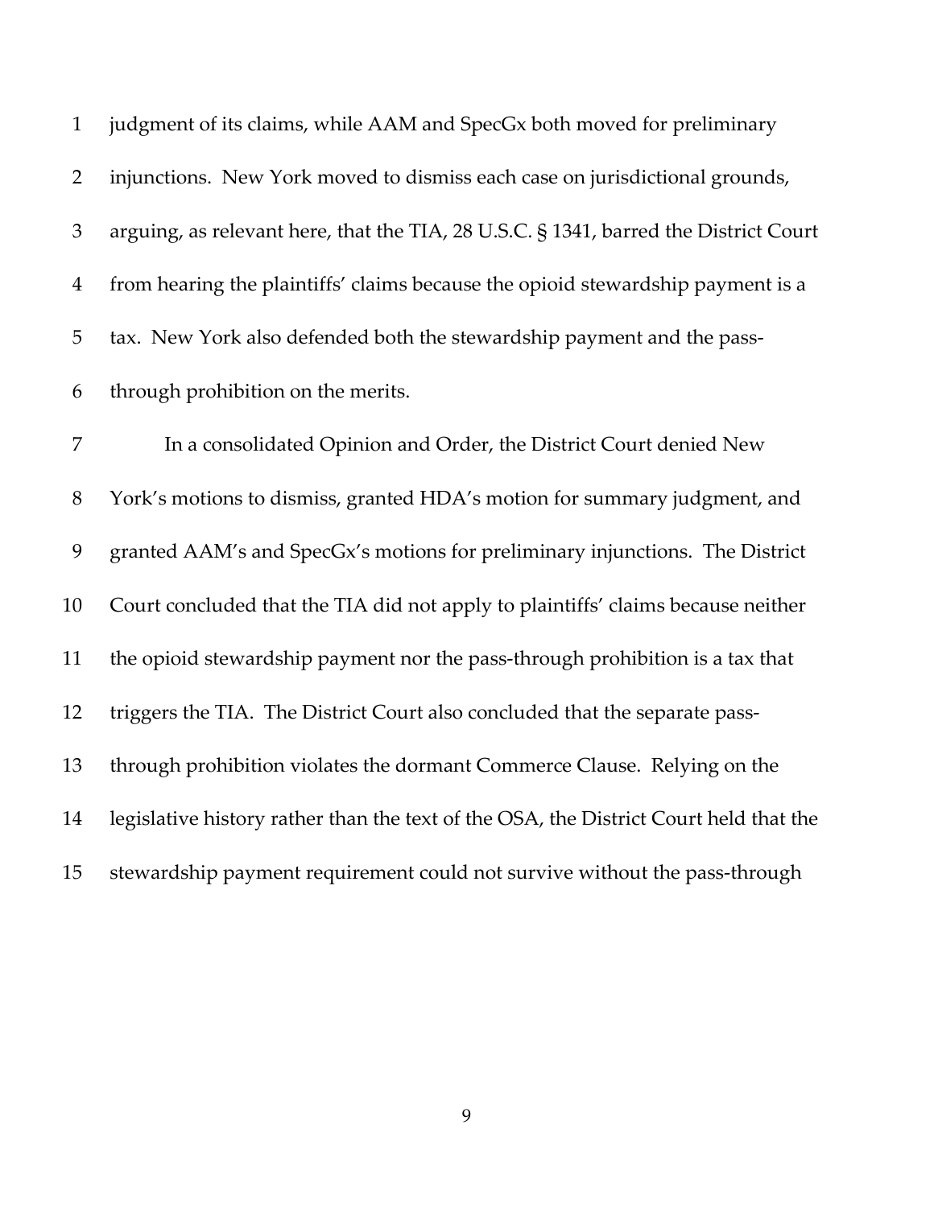judgment of its claims, while AAM and SpecGx both moved for preliminary injunctions. New York moved to dismiss each case on jurisdictional grounds, arguing, as relevant here, that the TIA, 28 U.S.C. § 1341, barred the District Court from hearing the plaintiffs' claims because the opioid stewardship payment is a tax. New York also defended both the stewardship payment and the pass-through prohibition on the merits.

In a consolidated Opinion and Order, the District Court denied New York's motions to dismiss, granted HDA's motion for summary judgment, and granted AAM's and SpecGx's motions for preliminary injunctions. The District Court concluded that the TIA did not apply to plaintiffs' claims because neither the opioid stewardship payment nor the pass-through prohibition is a tax that triggers the TIA. The District Court also concluded that the separate pass-through prohibition violates the dormant Commerce Clause. Relying on the legislative history rather than the text of the OSA, the District Court held that the stewardship payment requirement could not survive without the pass-through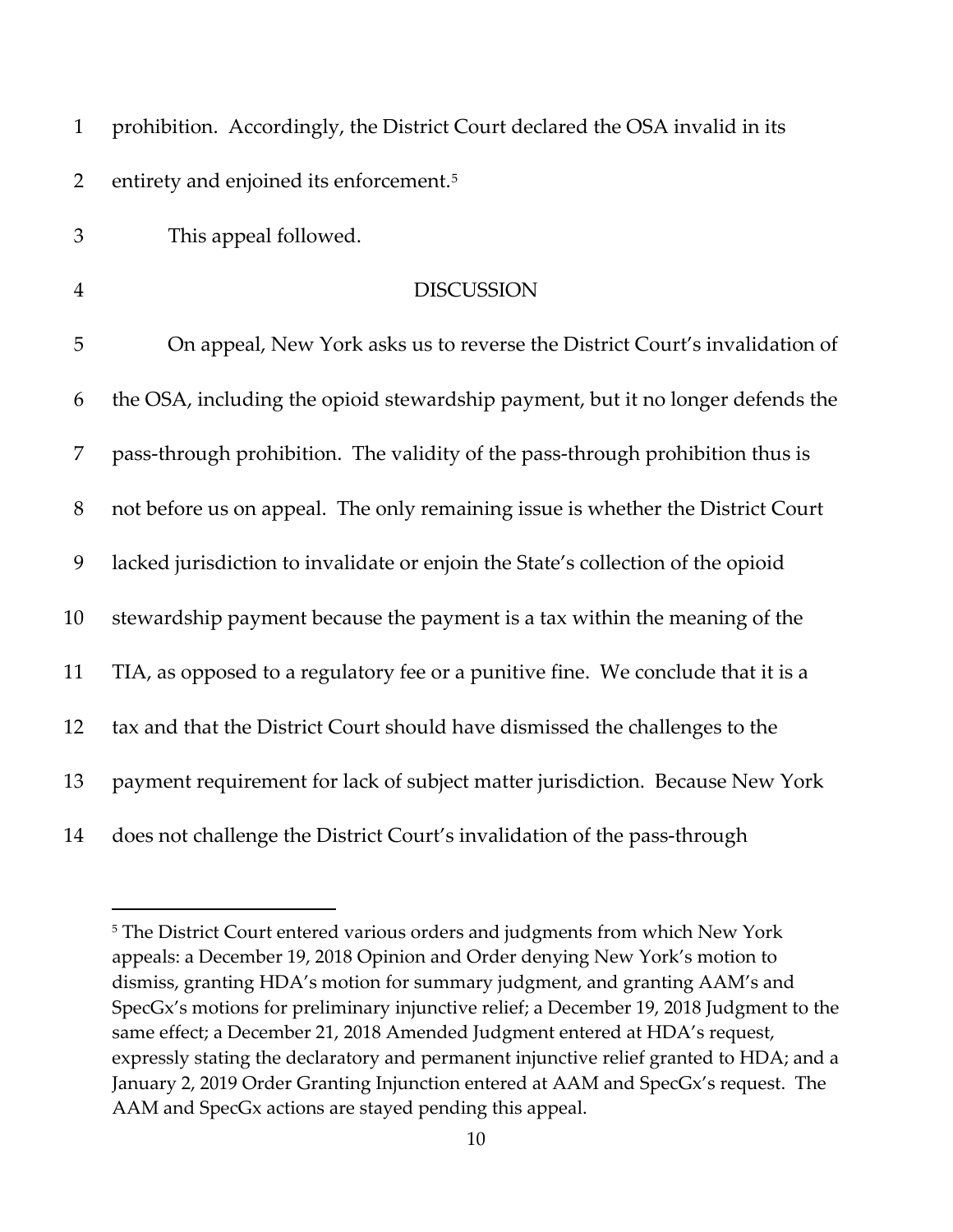prohibition. Accordingly, the District Court declared the OSA invalid in its entirety and enjoined its enforcement.[5]

This appeal followed.

## DISCUSSION

On appeal, New York asks us to reverse the District Court's invalidation of the OSA, including the opioid stewardship payment, but it no longer defends the pass-through prohibition. The validity of the pass-through prohibition thus is not before us on appeal. The only remaining issue is whether the District Court lacked jurisdiction to invalidate or enjoin the State's collection of the opioid stewardship payment because the payment is a tax within the meaning of the TIA, as opposed to a regulatory fee or a punitive fine. We conclude that it is a tax and that the District Court should have dismissed the challenges to the payment requirement for lack of subject matter jurisdiction. Because New York does not challenge the District Court's invalidation of the pass-through

[5] The District Court entered various orders and judgments from which New York appeals: a December 19, 2018 Opinion and Order denying New York's motion to dismiss, granting HDA's motion for summary judgment, and granting AAM's and SpecGx's motions for preliminary injunctive relief; a December 19, 2018 Judgment to the same effect; a December 21, 2018 Amended Judgment entered at HDA's request, expressly stating the declaratory and permanent injunctive relief granted to HDA; and a January 2, 2019 Order Granting Injunction entered at AAM and SpecGx's request. The AAM and SpecGx actions are stayed pending this appeal.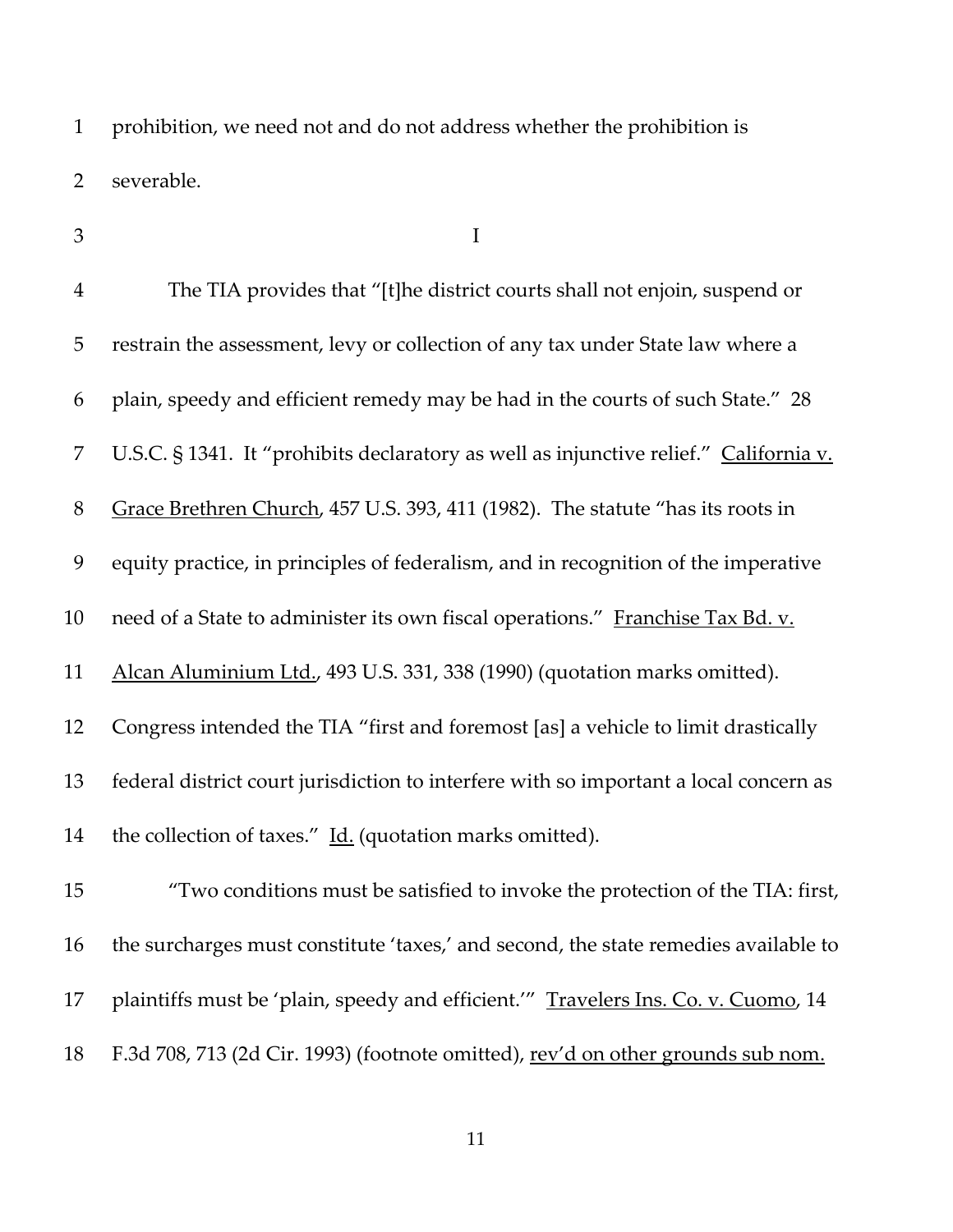prohibition, we need not and do not address whether the prohibition is severable.

I

The TIA provides that "[t]he district courts shall not enjoin, suspend or restrain the assessment, levy or collection of any tax under State law where a plain, speedy and efficient remedy may be had in the courts of such State." 28 U.S.C. § 1341. It "prohibits declaratory as well as injunctive relief." California v. Grace Brethren Church, 457 U.S. 393, 411 (1982). The statute "has its roots in equity practice, in principles of federalism, and in recognition of the imperative need of a State to administer its own fiscal operations." Franchise Tax Bd. v. Alcan Aluminium Ltd., 493 U.S. 331, 338 (1990) (quotation marks omitted). Congress intended the TIA "first and foremost [as] a vehicle to limit drastically federal district court jurisdiction to interfere with so important a local concern as the collection of taxes." Id. (quotation marks omitted).

"Two conditions must be satisfied to invoke the protection of the TIA: first, the surcharges must constitute 'taxes,' and second, the state remedies available to plaintiffs must be 'plain, speedy and efficient.'" Travelers Ins. Co. v. Cuomo, 14 F.3d 708, 713 (2d Cir. 1993) (footnote omitted), rev'd on other grounds sub nom.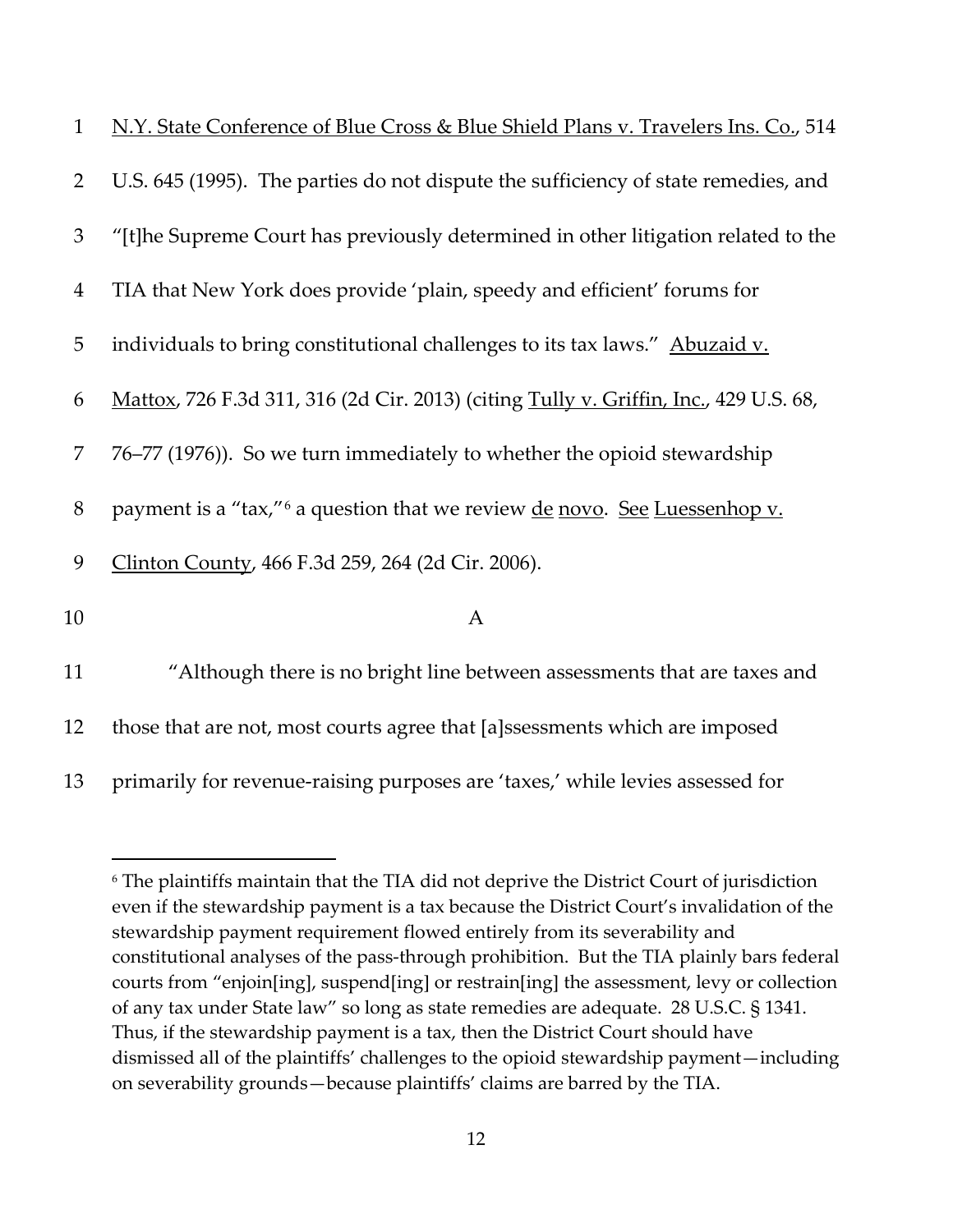N.Y. State Conference of Blue Cross & Blue Shield Plans v. Travelers Ins. Co., 514 U.S. 645 (1995). The parties do not dispute the sufficiency of state remedies, and "[t]he Supreme Court has previously determined in other litigation related to the TIA that New York does provide 'plain, speedy and efficient' forums for individuals to bring constitutional challenges to its tax laws." Abuzaid v. Mattox, 726 F.3d 311, 316 (2d Cir. 2013) (citing Tully v. Griffin, Inc., 429 U.S. 68, 76–77 (1976)). So we turn immediately to whether the opioid stewardship payment is a "tax,"[6] a question that we review de novo. See Luessenhop v. Clinton County, 466 F.3d 259, 264 (2d Cir. 2006).

## A

"Although there is no bright line between assessments that are taxes and those that are not, most courts agree that [a]ssessments which are imposed primarily for revenue-raising purposes are 'taxes,' while levies assessed for

---

[6] The plaintiffs maintain that the TIA did not deprive the District Court of jurisdiction even if the stewardship payment is a tax because the District Court's invalidation of the stewardship payment requirement flowed entirely from its severability and constitutional analyses of the pass-through prohibition. But the TIA plainly bars federal courts from "enjoin[ing], suspend[ing] or restrain[ing] the assessment, levy or collection of any tax under State law" so long as state remedies are adequate. 28 U.S.C. § 1341. Thus, if the stewardship payment is a tax, then the District Court should have dismissed all of the plaintiffs' challenges to the opioid stewardship payment—including on severability grounds—because plaintiffs' claims are barred by the TIA.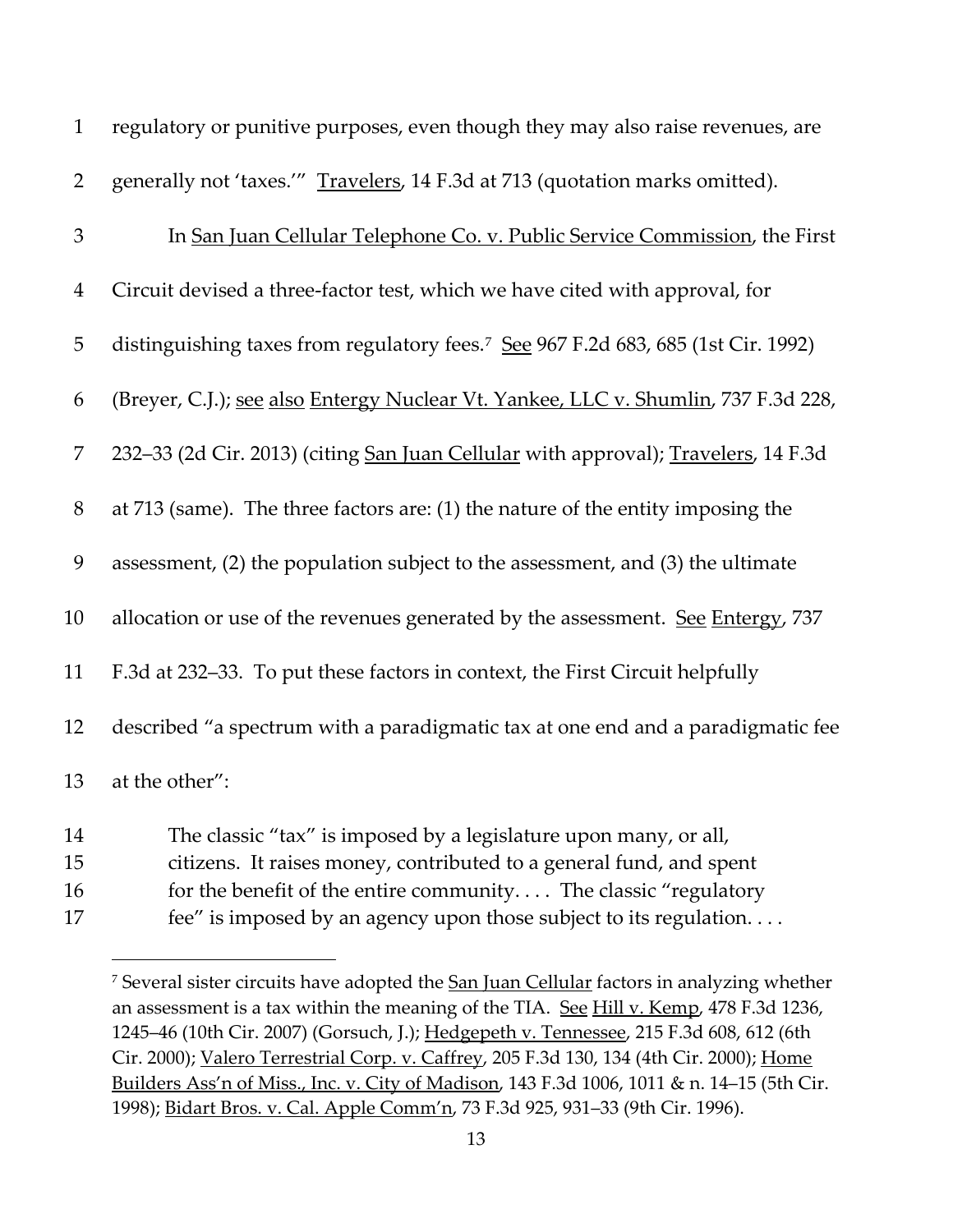regulatory or punitive purposes, even though they may also raise revenues, are generally not 'taxes.'" Travelers, 14 F.3d at 713 (quotation marks omitted).

In San Juan Cellular Telephone Co. v. Public Service Commission, the First Circuit devised a three-factor test, which we have cited with approval, for distinguishing taxes from regulatory fees.[7] See 967 F.2d 683, 685 (1st Cir. 1992) (Breyer, C.J.); see also Entergy Nuclear Vt. Yankee, LLC v. Shumlin, 737 F.3d 228, 232–33 (2d Cir. 2013) (citing San Juan Cellular with approval); Travelers, 14 F.3d at 713 (same). The three factors are: (1) the nature of the entity imposing the assessment, (2) the population subject to the assessment, and (3) the ultimate allocation or use of the revenues generated by the assessment. See Entergy, 737 F.3d at 232–33. To put these factors in context, the First Circuit helpfully described "a spectrum with a paradigmatic tax at one end and a paradigmatic fee at the other":

> The classic "tax" is imposed by a legislature upon many, or all, citizens. It raises money, contributed to a general fund, and spent for the benefit of the entire community. . . . The classic "regulatory fee" is imposed by an agency upon those subject to its regulation. . . .

---

[7] Several sister circuits have adopted the San Juan Cellular factors in analyzing whether an assessment is a tax within the meaning of the TIA. See Hill v. Kemp, 478 F.3d 1236, 1245–46 (10th Cir. 2007) (Gorsuch, J.); Hedgepeth v. Tennessee, 215 F.3d 608, 612 (6th Cir. 2000); Valero Terrestrial Corp. v. Caffrey, 205 F.3d 130, 134 (4th Cir. 2000); Home Builders Ass'n of Miss., Inc. v. City of Madison, 143 F.3d 1006, 1011 & n. 14–15 (5th Cir. 1998); Bidart Bros. v. Cal. Apple Comm'n, 73 F.3d 925, 931–33 (9th Cir. 1996).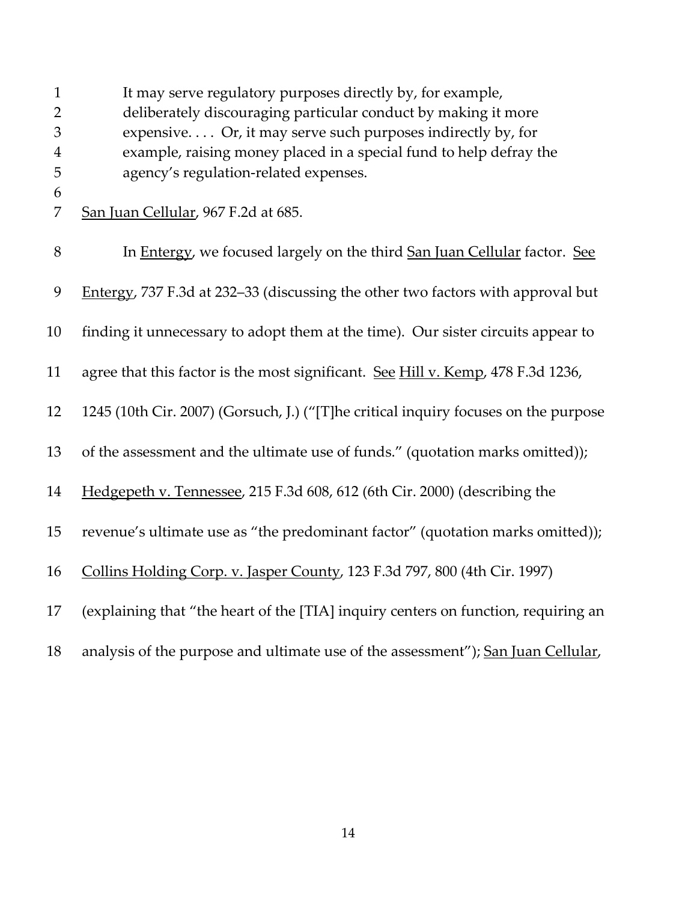> It may serve regulatory purposes directly by, for example, deliberately discouraging particular conduct by making it more expensive. . . . Or, it may serve such purposes indirectly by, for example, raising money placed in a special fund to help defray the agency's regulation-related expenses.

San Juan Cellular, 967 F.2d at 685.

In Entergy, we focused largely on the third San Juan Cellular factor. See Entergy, 737 F.3d at 232–33 (discussing the other two factors with approval but finding it unnecessary to adopt them at the time). Our sister circuits appear to agree that this factor is the most significant. See Hill v. Kemp, 478 F.3d 1236, 1245 (10th Cir. 2007) (Gorsuch, J.) ("[T]he critical inquiry focuses on the purpose of the assessment and the ultimate use of funds." (quotation marks omitted)); Hedgepeth v. Tennessee, 215 F.3d 608, 612 (6th Cir. 2000) (describing the revenue's ultimate use as "the predominant factor" (quotation marks omitted)); Collins Holding Corp. v. Jasper County, 123 F.3d 797, 800 (4th Cir. 1997) (explaining that "the heart of the [TIA] inquiry centers on function, requiring an analysis of the purpose and ultimate use of the assessment"); San Juan Cellular,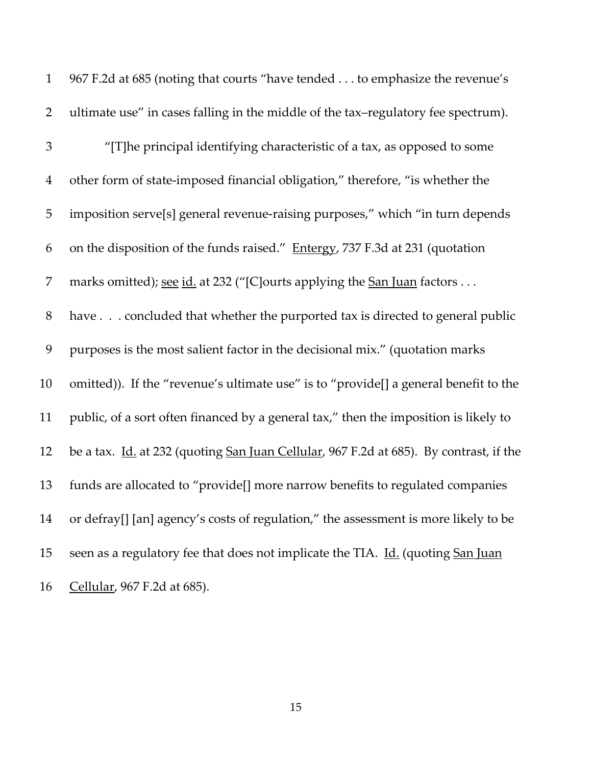967 F.2d at 685 (noting that courts "have tended . . . to emphasize the revenue's ultimate use" in cases falling in the middle of the tax–regulatory fee spectrum).

"[T]he principal identifying characteristic of a tax, as opposed to some other form of state-imposed financial obligation," therefore, "is whether the imposition serve[s] general revenue-raising purposes," which "in turn depends on the disposition of the funds raised." Entergy, 737 F.3d at 231 (quotation marks omitted); see id. at 232 ("[C]ourts applying the San Juan factors . . . have . . . concluded that whether the purported tax is directed to general public purposes is the most salient factor in the decisional mix." (quotation marks omitted)). If the "revenue's ultimate use" is to "provide[] a general benefit to the public, of a sort often financed by a general tax," then the imposition is likely to be a tax. Id. at 232 (quoting San Juan Cellular, 967 F.2d at 685). By contrast, if the funds are allocated to "provide[] more narrow benefits to regulated companies or defray[] [an] agency's costs of regulation," the assessment is more likely to be seen as a regulatory fee that does not implicate the TIA. Id. (quoting San Juan Cellular, 967 F.2d at 685).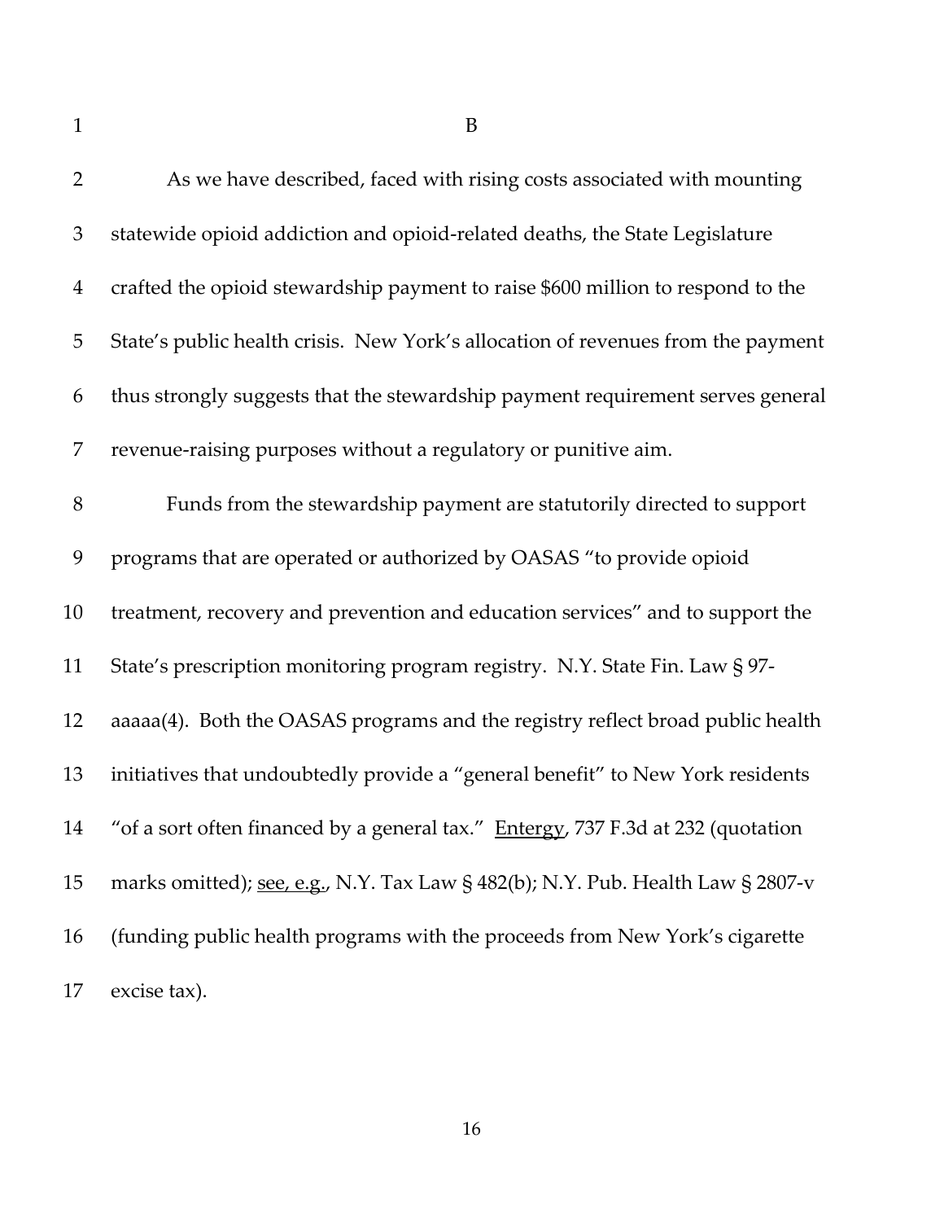B

As we have described, faced with rising costs associated with mounting statewide opioid addiction and opioid-related deaths, the State Legislature crafted the opioid stewardship payment to raise $600 million to respond to the State's public health crisis. New York's allocation of revenues from the payment thus strongly suggests that the stewardship payment requirement serves general revenue-raising purposes without a regulatory or punitive aim.

Funds from the stewardship payment are statutorily directed to support programs that are operated or authorized by OASAS "to provide opioid treatment, recovery and prevention and education services" and to support the State's prescription monitoring program registry. N.Y. State Fin. Law § 97-aaaaa(4). Both the OASAS programs and the registry reflect broad public health initiatives that undoubtedly provide a "general benefit" to New York residents "of a sort often financed by a general tax." Entergy, 737 F.3d at 232 (quotation marks omitted); see, e.g., N.Y. Tax Law § 482(b); N.Y. Pub. Health Law § 2807-v (funding public health programs with the proceeds from New York's cigarette excise tax).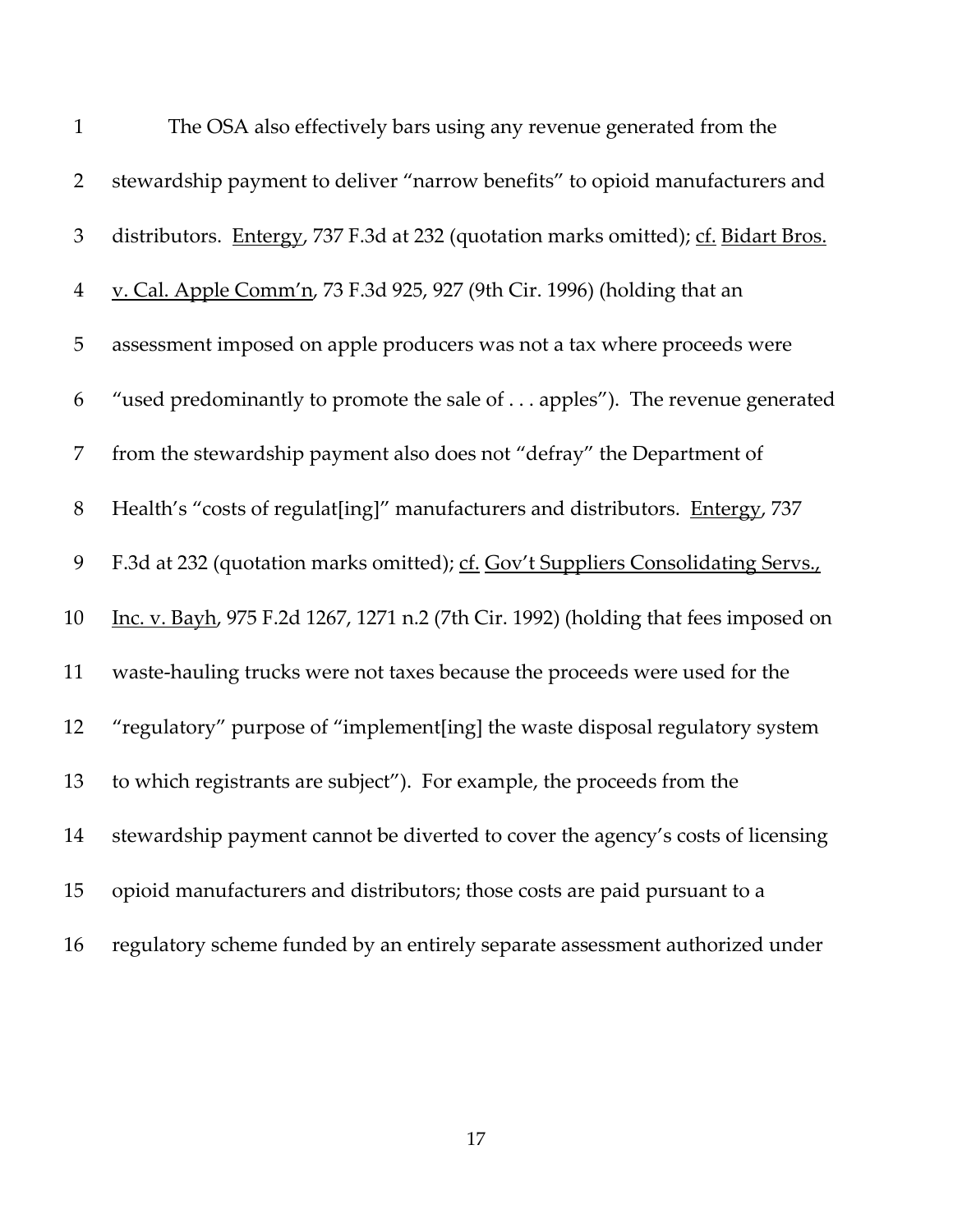The OSA also effectively bars using any revenue generated from the stewardship payment to deliver "narrow benefits" to opioid manufacturers and distributors. Entergy, 737 F.3d at 232 (quotation marks omitted); cf. Bidart Bros. v. Cal. Apple Comm'n, 73 F.3d 925, 927 (9th Cir. 1996) (holding that an assessment imposed on apple producers was not a tax where proceeds were "used predominantly to promote the sale of . . . apples"). The revenue generated from the stewardship payment also does not "defray" the Department of Health's "costs of regulat[ing]" manufacturers and distributors. Entergy, 737 F.3d at 232 (quotation marks omitted); cf. Gov't Suppliers Consolidating Servs., Inc. v. Bayh, 975 F.2d 1267, 1271 n.2 (7th Cir. 1992) (holding that fees imposed on waste-hauling trucks were not taxes because the proceeds were used for the "regulatory" purpose of "implement[ing] the waste disposal regulatory system to which registrants are subject"). For example, the proceeds from the stewardship payment cannot be diverted to cover the agency's costs of licensing opioid manufacturers and distributors; those costs are paid pursuant to a regulatory scheme funded by an entirely separate assessment authorized under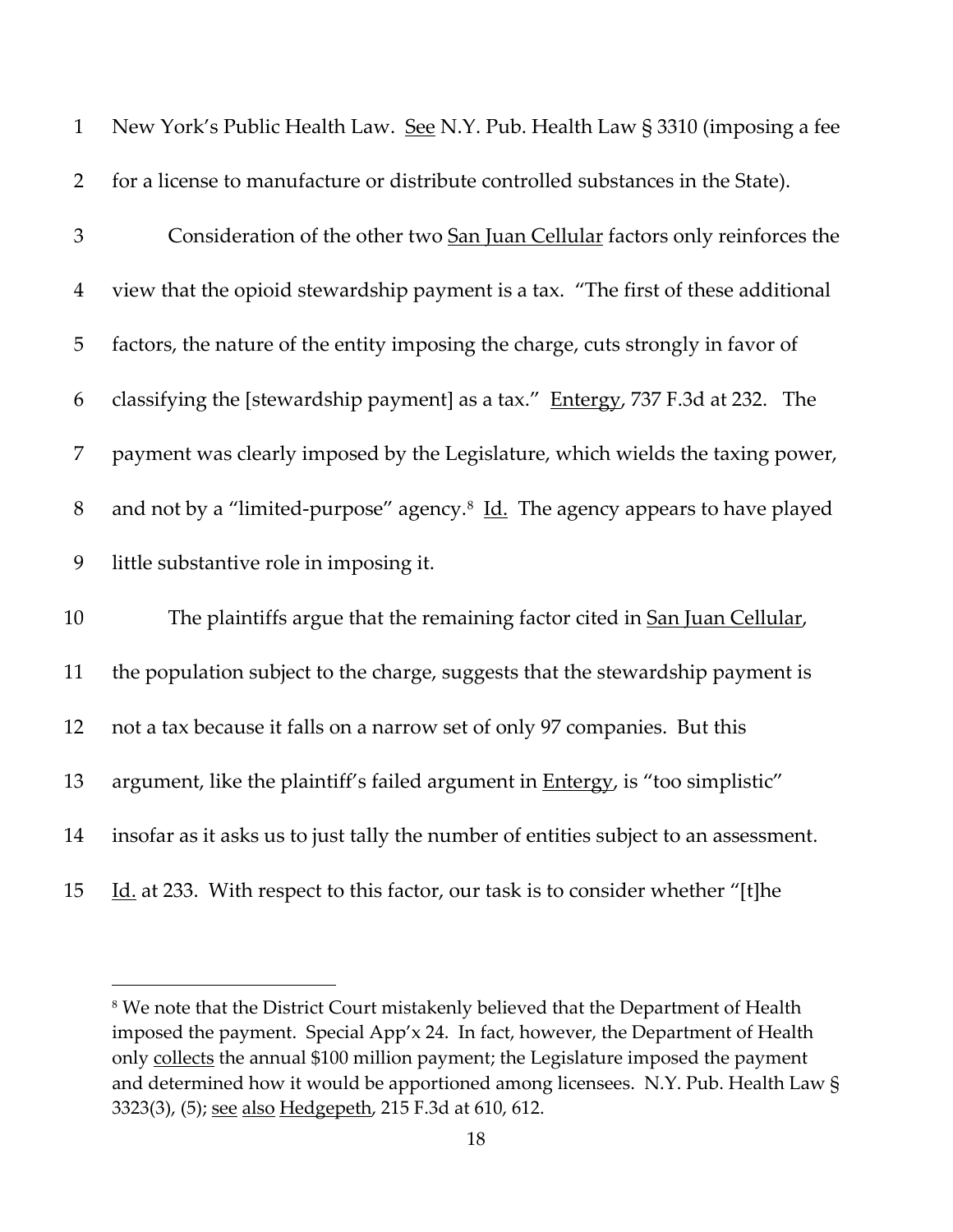New York's Public Health Law. See N.Y. Pub. Health Law § 3310 (imposing a fee for a license to manufacture or distribute controlled substances in the State).

Consideration of the other two San Juan Cellular factors only reinforces the view that the opioid stewardship payment is a tax. "The first of these additional factors, the nature of the entity imposing the charge, cuts strongly in favor of classifying the [stewardship payment] as a tax." Entergy, 737 F.3d at 232. The payment was clearly imposed by the Legislature, which wields the taxing power, and not by a "limited-purpose" agency.[8] Id. The agency appears to have played little substantive role in imposing it.

The plaintiffs argue that the remaining factor cited in San Juan Cellular, the population subject to the charge, suggests that the stewardship payment is not a tax because it falls on a narrow set of only 97 companies. But this argument, like the plaintiff's failed argument in Entergy, is "too simplistic" insofar as it asks us to just tally the number of entities subject to an assessment. Id. at 233. With respect to this factor, our task is to consider whether "[t]he

---

[8] We note that the District Court mistakenly believed that the Department of Health imposed the payment. Special App'x 24. In fact, however, the Department of Health only collects the annual $100 million payment; the Legislature imposed the payment and determined how it would be apportioned among licensees. N.Y. Pub. Health Law § 3323(3), (5); see also Hedgepeth, 215 F.3d at 610, 612.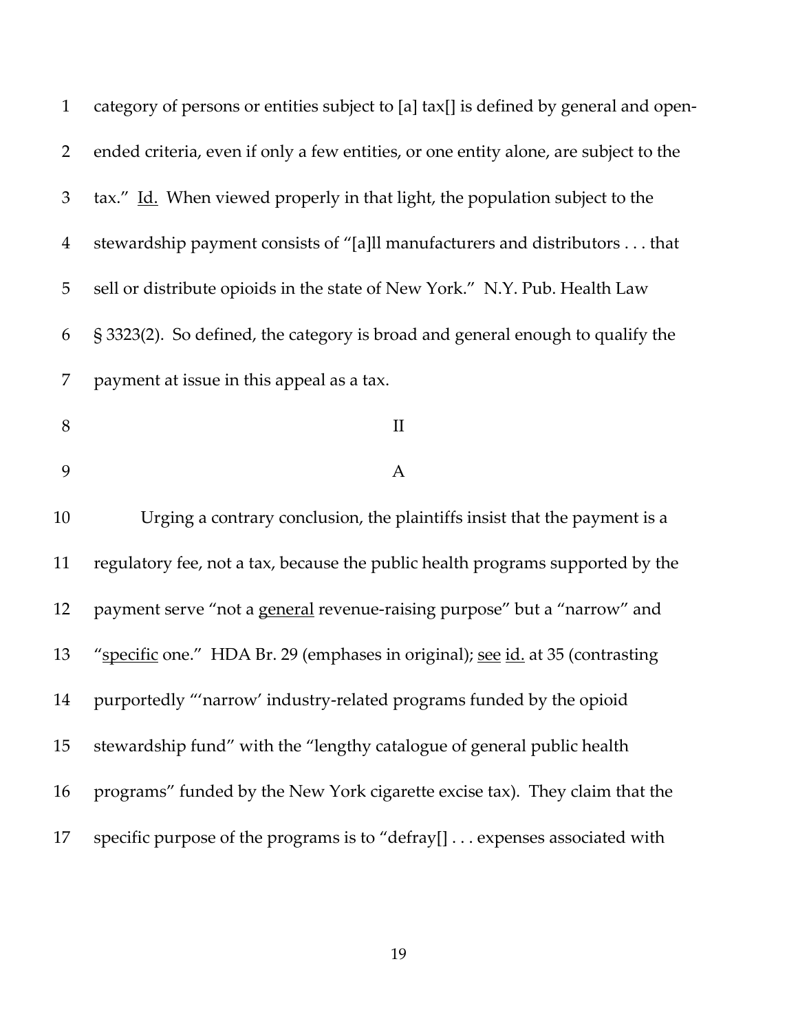category of persons or entities subject to [a] tax[] is defined by general and open-ended criteria, even if only a few entities, or one entity alone, are subject to the tax." Id. When viewed properly in that light, the population subject to the stewardship payment consists of "[a]ll manufacturers and distributors . . . that sell or distribute opioids in the state of New York." N.Y. Pub. Health Law § 3323(2). So defined, the category is broad and general enough to qualify the payment at issue in this appeal as a tax.

## II

### A

Urging a contrary conclusion, the plaintiffs insist that the payment is a regulatory fee, not a tax, because the public health programs supported by the payment serve "not a general revenue-raising purpose" but a "narrow" and "specific one." HDA Br. 29 (emphases in original); see id. at 35 (contrasting purportedly "'narrow' industry-related programs funded by the opioid stewardship fund" with the "lengthy catalogue of general public health programs" funded by the New York cigarette excise tax). They claim that the specific purpose of the programs is to "defray[] . . . expenses associated with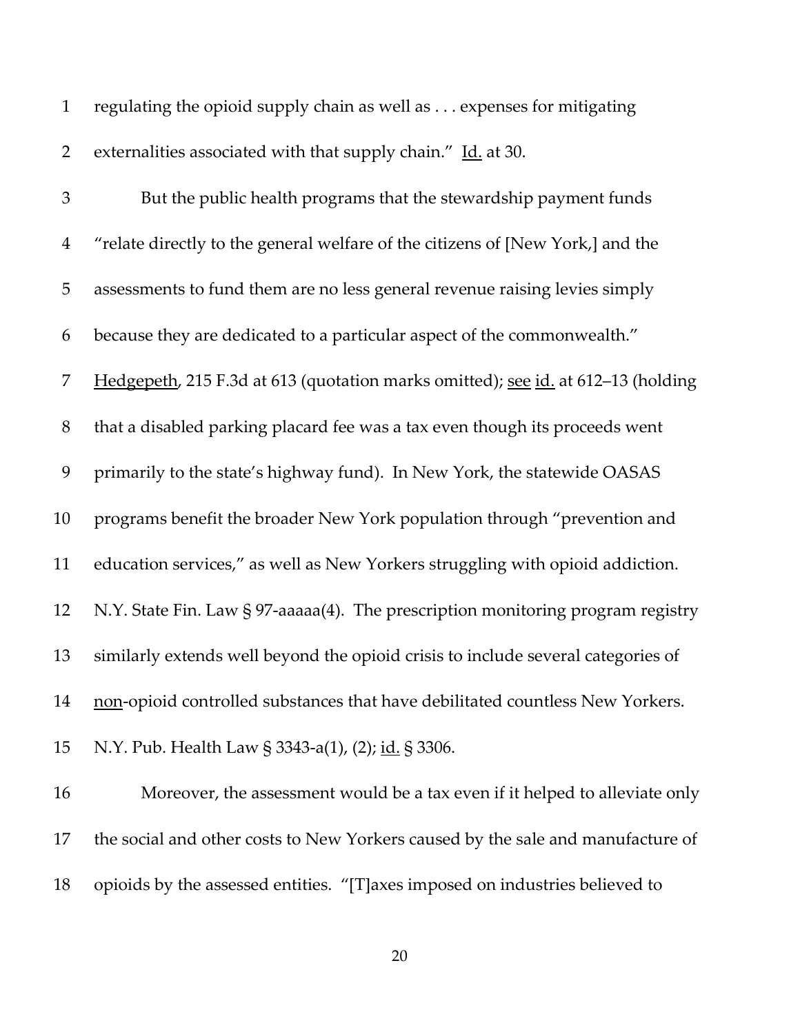regulating the opioid supply chain as well as . . . expenses for mitigating externalities associated with that supply chain." Id. at 30.

But the public health programs that the stewardship payment funds "relate directly to the general welfare of the citizens of [New York,] and the assessments to fund them are no less general revenue raising levies simply because they are dedicated to a particular aspect of the commonwealth." Hedgepeth, 215 F.3d at 613 (quotation marks omitted); see id. at 612–13 (holding that a disabled parking placard fee was a tax even though its proceeds went primarily to the state's highway fund). In New York, the statewide OASAS programs benefit the broader New York population through "prevention and education services," as well as New Yorkers struggling with opioid addiction. N.Y. State Fin. Law § 97-aaaaa(4). The prescription monitoring program registry similarly extends well beyond the opioid crisis to include several categories of non-opioid controlled substances that have debilitated countless New Yorkers. N.Y. Pub. Health Law § 3343-a(1), (2); id. § 3306.

Moreover, the assessment would be a tax even if it helped to alleviate only the social and other costs to New Yorkers caused by the sale and manufacture of opioids by the assessed entities. "[T]axes imposed on industries believed to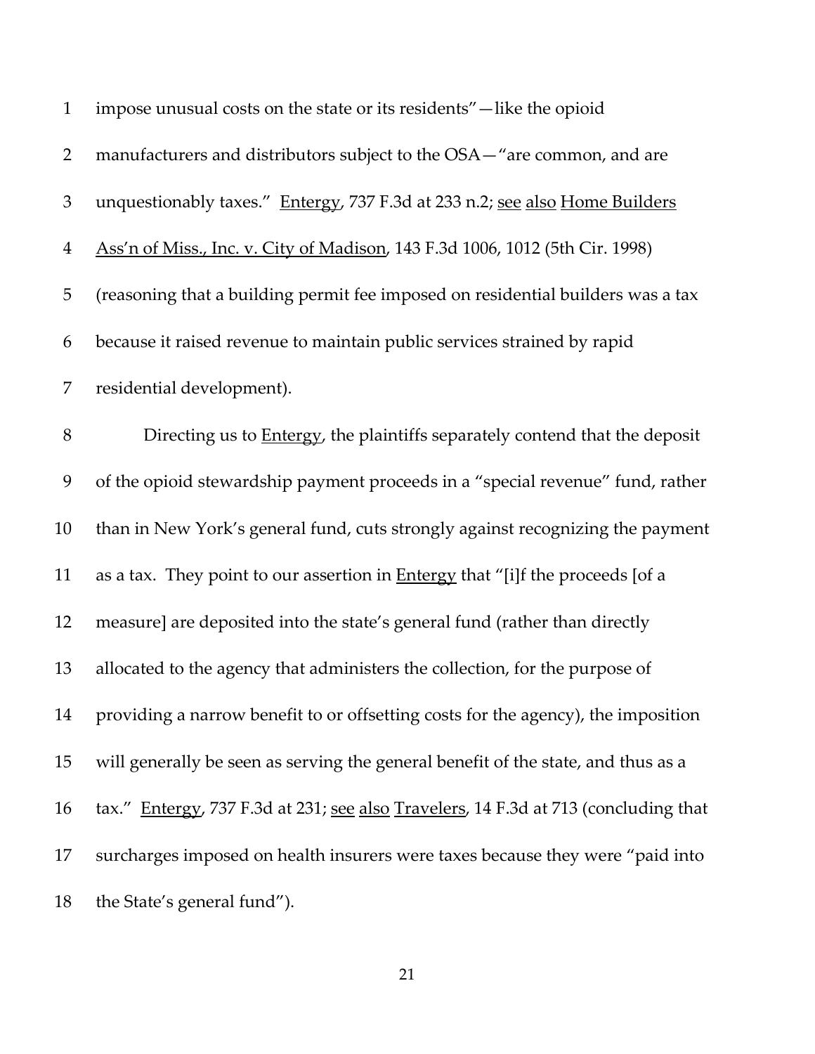impose unusual costs on the state or its residents"—like the opioid manufacturers and distributors subject to the OSA—"are common, and are unquestionably taxes." Entergy, 737 F.3d at 233 n.2; see also Home Builders Ass'n of Miss., Inc. v. City of Madison, 143 F.3d 1006, 1012 (5th Cir. 1998) (reasoning that a building permit fee imposed on residential builders was a tax because it raised revenue to maintain public services strained by rapid residential development).

Directing us to Entergy, the plaintiffs separately contend that the deposit of the opioid stewardship payment proceeds in a "special revenue" fund, rather than in New York's general fund, cuts strongly against recognizing the payment as a tax. They point to our assertion in Entergy that "[i]f the proceeds [of a measure] are deposited into the state's general fund (rather than directly allocated to the agency that administers the collection, for the purpose of providing a narrow benefit to or offsetting costs for the agency), the imposition will generally be seen as serving the general benefit of the state, and thus as a tax." Entergy, 737 F.3d at 231; see also Travelers, 14 F.3d at 713 (concluding that surcharges imposed on health insurers were taxes because they were "paid into the State's general fund").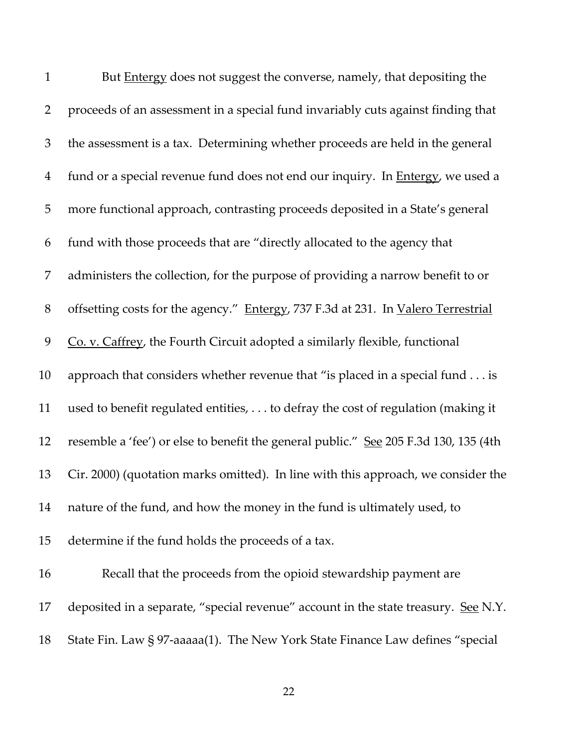But Entergy does not suggest the converse, namely, that depositing the proceeds of an assessment in a special fund invariably cuts against finding that the assessment is a tax. Determining whether proceeds are held in the general fund or a special revenue fund does not end our inquiry. In Entergy, we used a more functional approach, contrasting proceeds deposited in a State's general fund with those proceeds that are "directly allocated to the agency that administers the collection, for the purpose of providing a narrow benefit to or offsetting costs for the agency." Entergy, 737 F.3d at 231. In Valero Terrestrial Co. v. Caffrey, the Fourth Circuit adopted a similarly flexible, functional approach that considers whether revenue that "is placed in a special fund . . . is used to benefit regulated entities, . . . to defray the cost of regulation (making it resemble a 'fee') or else to benefit the general public." See 205 F.3d 130, 135 (4th Cir. 2000) (quotation marks omitted). In line with this approach, we consider the nature of the fund, and how the money in the fund is ultimately used, to determine if the fund holds the proceeds of a tax.

Recall that the proceeds from the opioid stewardship payment are deposited in a separate, "special revenue" account in the state treasury. See N.Y. State Fin. Law § 97-aaaaa(1). The New York State Finance Law defines "special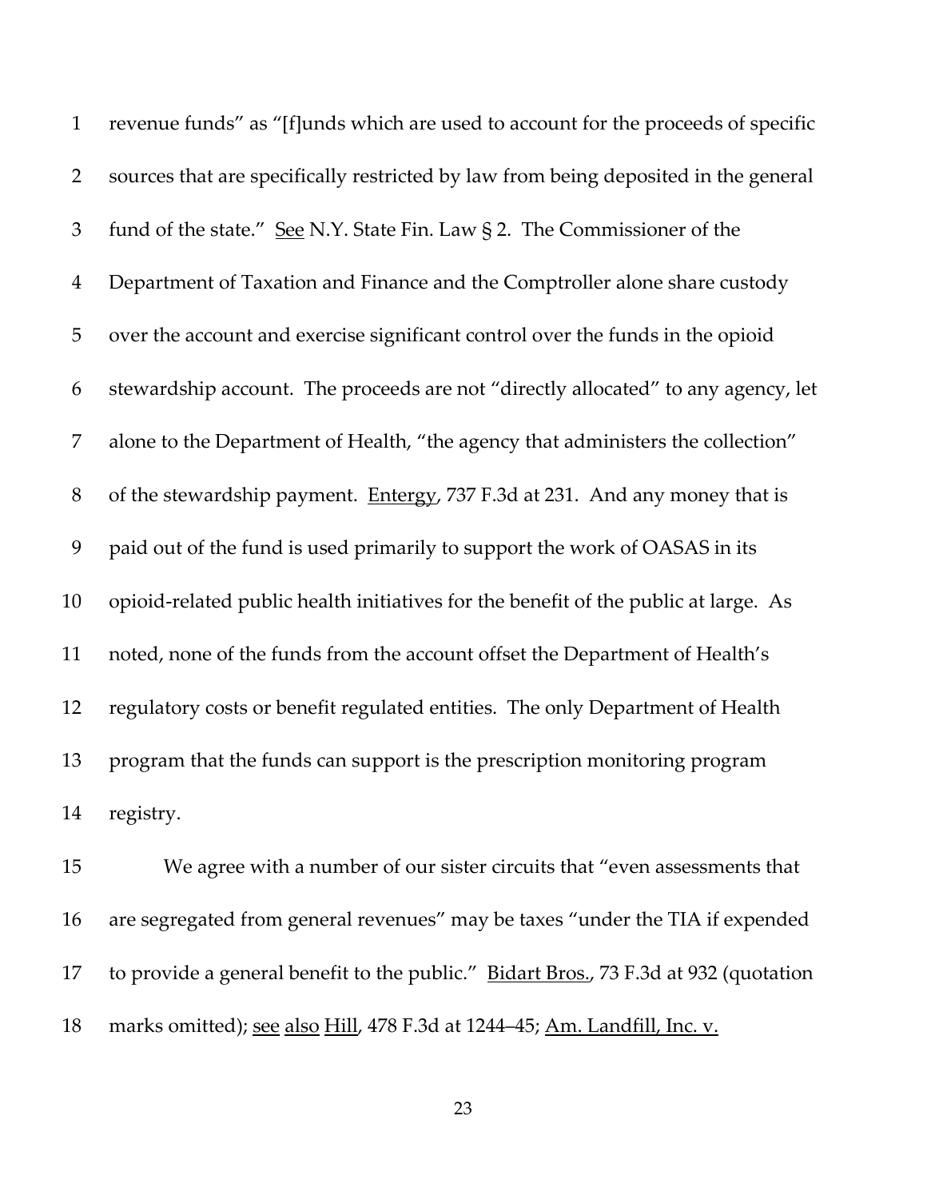revenue funds" as "[f]unds which are used to account for the proceeds of specific sources that are specifically restricted by law from being deposited in the general fund of the state." See N.Y. State Fin. Law § 2. The Commissioner of the Department of Taxation and Finance and the Comptroller alone share custody over the account and exercise significant control over the funds in the opioid stewardship account. The proceeds are not "directly allocated" to any agency, let alone to the Department of Health, "the agency that administers the collection" of the stewardship payment. Entergy, 737 F.3d at 231. And any money that is paid out of the fund is used primarily to support the work of OASAS in its opioid-related public health initiatives for the benefit of the public at large. As noted, none of the funds from the account offset the Department of Health's regulatory costs or benefit regulated entities. The only Department of Health program that the funds can support is the prescription monitoring program registry.

We agree with a number of our sister circuits that "even assessments that are segregated from general revenues" may be taxes "under the TIA if expended to provide a general benefit to the public." Bidart Bros., 73 F.3d at 932 (quotation marks omitted); see also Hill, 478 F.3d at 1244–45; Am. Landfill, Inc. v.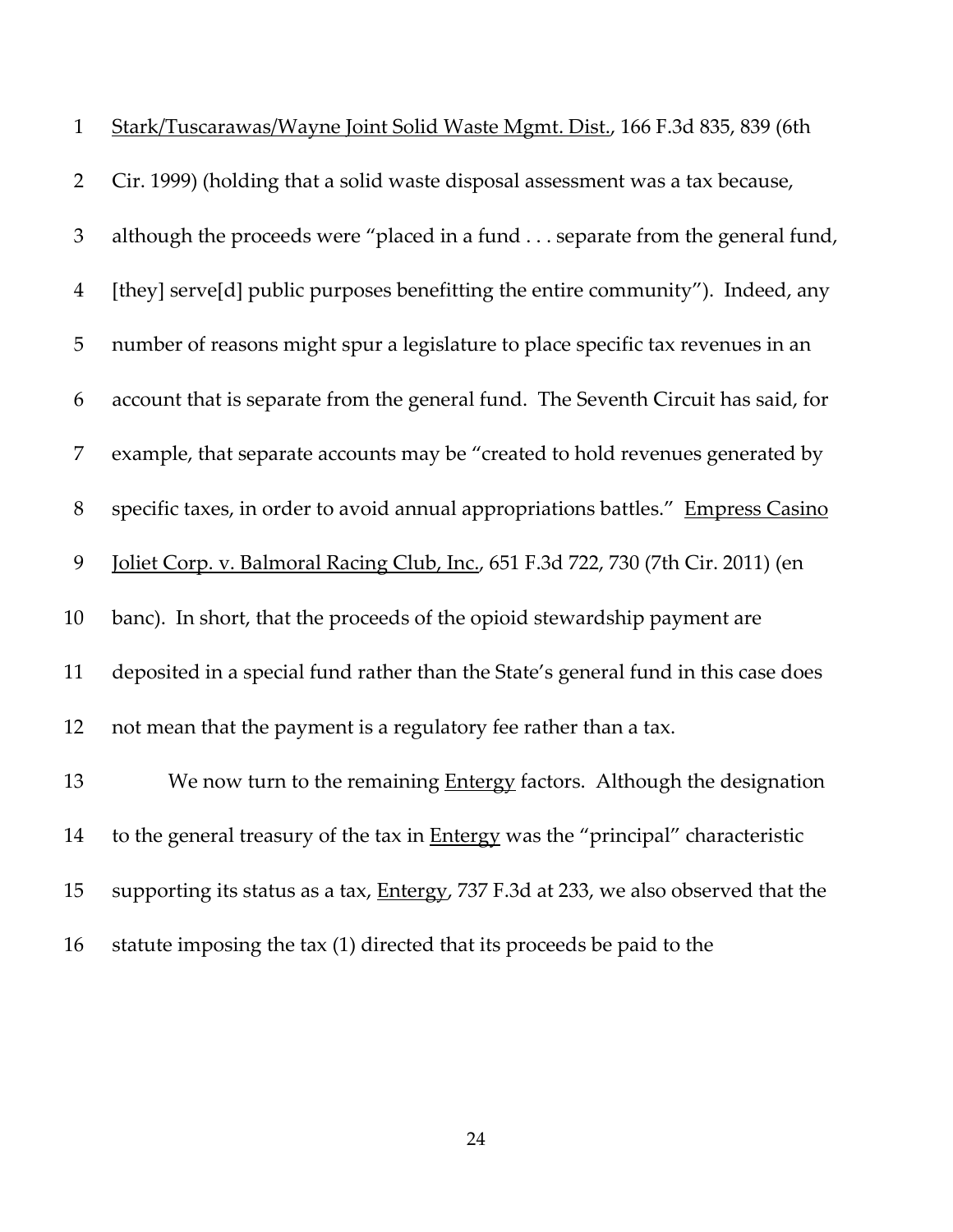Stark/Tuscarawas/Wayne Joint Solid Waste Mgmt. Dist., 166 F.3d 835, 839 (6th Cir. 1999) (holding that a solid waste disposal assessment was a tax because, although the proceeds were "placed in a fund . . . separate from the general fund, [they] serve[d] public purposes benefitting the entire community"). Indeed, any number of reasons might spur a legislature to place specific tax revenues in an account that is separate from the general fund. The Seventh Circuit has said, for example, that separate accounts may be "created to hold revenues generated by specific taxes, in order to avoid annual appropriations battles." Empress Casino Joliet Corp. v. Balmoral Racing Club, Inc., 651 F.3d 722, 730 (7th Cir. 2011) (en banc). In short, that the proceeds of the opioid stewardship payment are deposited in a special fund rather than the State's general fund in this case does not mean that the payment is a regulatory fee rather than a tax.

We now turn to the remaining Entergy factors. Although the designation to the general treasury of the tax in Entergy was the "principal" characteristic supporting its status as a tax, Entergy, 737 F.3d at 233, we also observed that the statute imposing the tax (1) directed that its proceeds be paid to the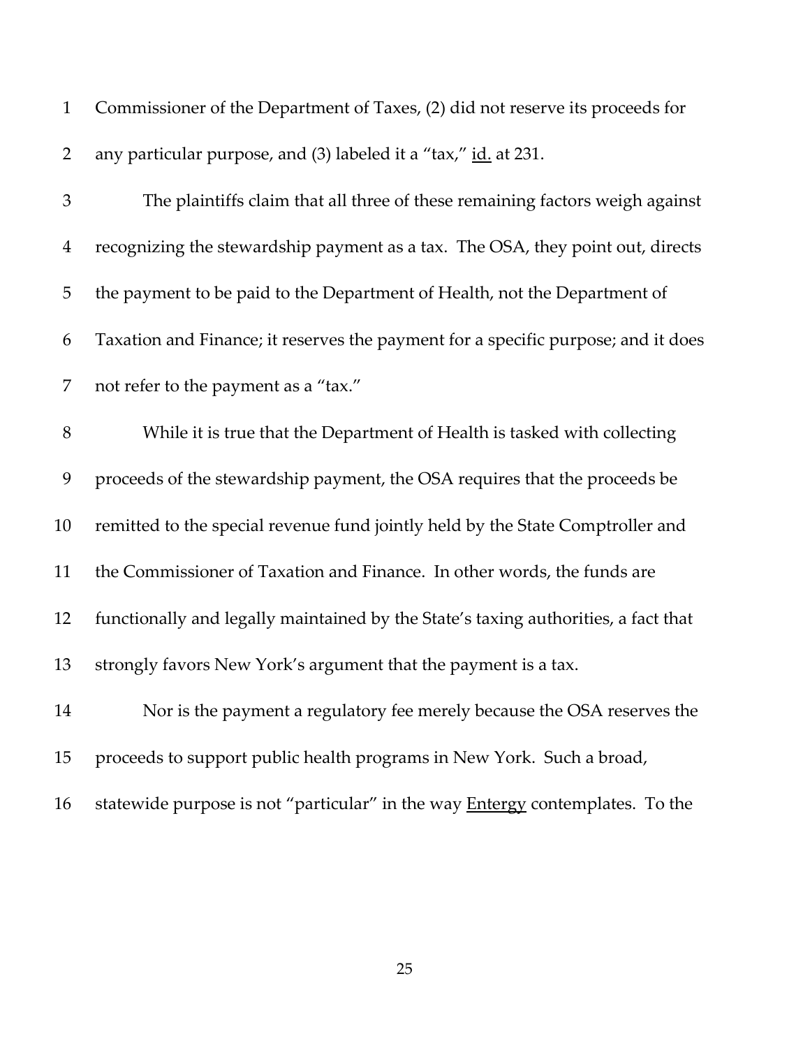Commissioner of the Department of Taxes, (2) did not reserve its proceeds for any particular purpose, and (3) labeled it a "tax," id. at 231.

The plaintiffs claim that all three of these remaining factors weigh against recognizing the stewardship payment as a tax. The OSA, they point out, directs the payment to be paid to the Department of Health, not the Department of Taxation and Finance; it reserves the payment for a specific purpose; and it does not refer to the payment as a "tax."

While it is true that the Department of Health is tasked with collecting proceeds of the stewardship payment, the OSA requires that the proceeds be remitted to the special revenue fund jointly held by the State Comptroller and the Commissioner of Taxation and Finance. In other words, the funds are functionally and legally maintained by the State's taxing authorities, a fact that strongly favors New York's argument that the payment is a tax.

Nor is the payment a regulatory fee merely because the OSA reserves the proceeds to support public health programs in New York. Such a broad, statewide purpose is not "particular" in the way Entergy contemplates. To the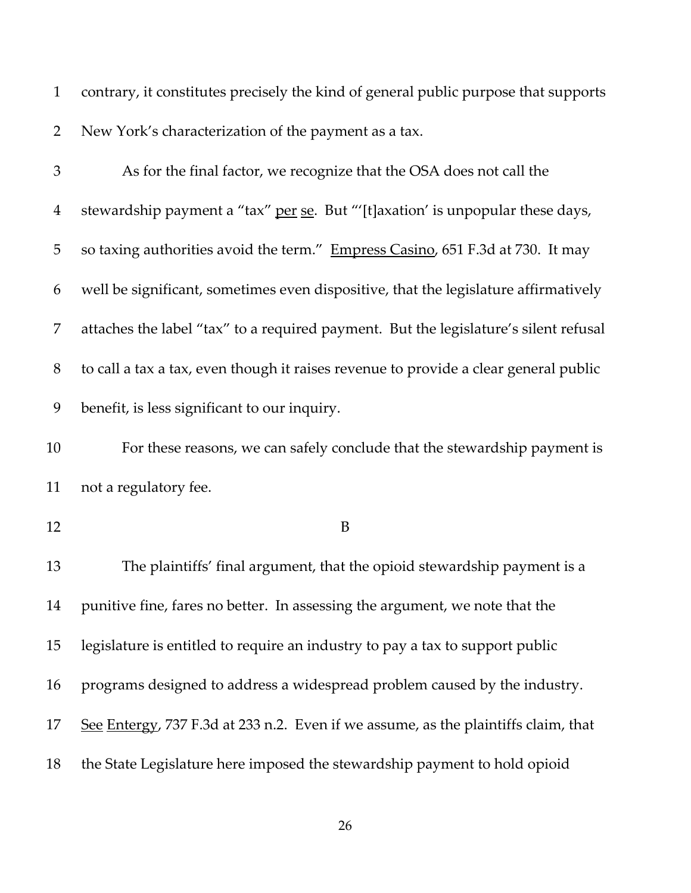contrary, it constitutes precisely the kind of general public purpose that supports New York's characterization of the payment as a tax.

As for the final factor, we recognize that the OSA does not call the stewardship payment a "tax" per se. But "'[t]axation' is unpopular these days, so taxing authorities avoid the term." Empress Casino, 651 F.3d at 730. It may well be significant, sometimes even dispositive, that the legislature affirmatively attaches the label "tax" to a required payment. But the legislature's silent refusal to call a tax a tax, even though it raises revenue to provide a clear general public benefit, is less significant to our inquiry.

For these reasons, we can safely conclude that the stewardship payment is not a regulatory fee.

B

The plaintiffs' final argument, that the opioid stewardship payment is a punitive fine, fares no better. In assessing the argument, we note that the legislature is entitled to require an industry to pay a tax to support public programs designed to address a widespread problem caused by the industry. See Entergy, 737 F.3d at 233 n.2. Even if we assume, as the plaintiffs claim, that the State Legislature here imposed the stewardship payment to hold opioid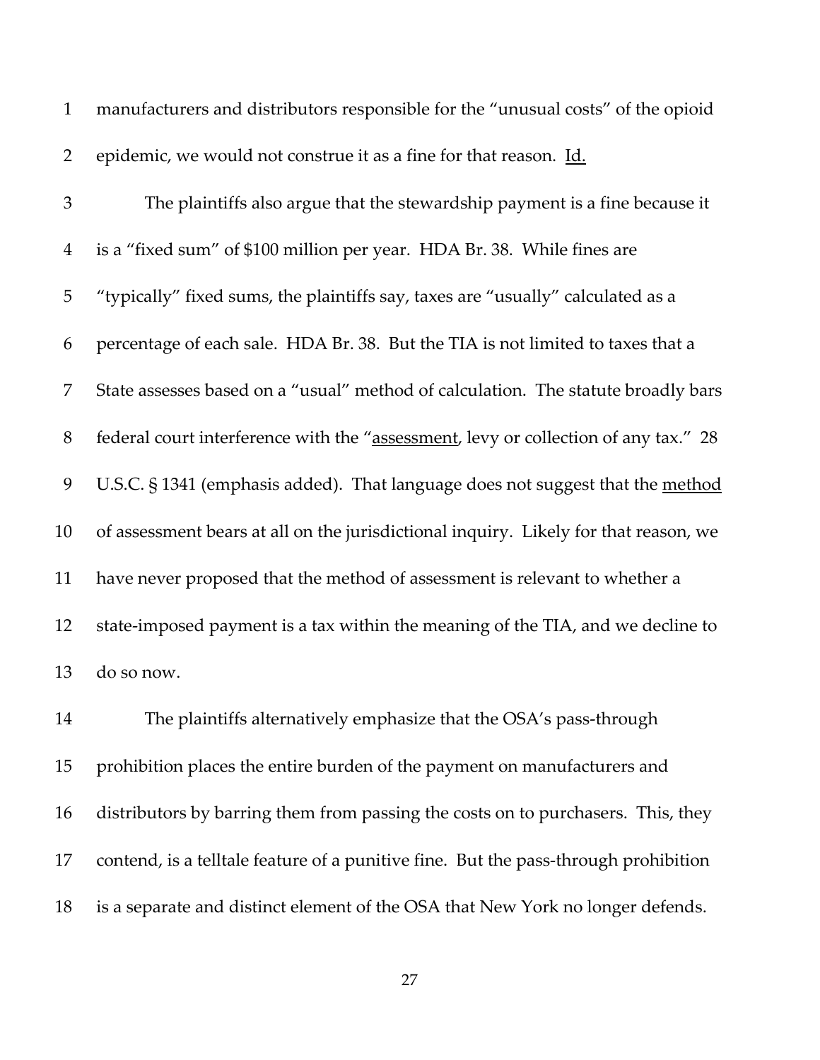manufacturers and distributors responsible for the "unusual costs" of the opioid epidemic, we would not construe it as a fine for that reason. Id.

The plaintiffs also argue that the stewardship payment is a fine because it is a "fixed sum" of $100 million per year. HDA Br. 38. While fines are "typically" fixed sums, the plaintiffs say, taxes are "usually" calculated as a percentage of each sale. HDA Br. 38. But the TIA is not limited to taxes that a State assesses based on a "usual" method of calculation. The statute broadly bars federal court interference with the "assessment, levy or collection of any tax." 28 U.S.C. § 1341 (emphasis added). That language does not suggest that the method of assessment bears at all on the jurisdictional inquiry. Likely for that reason, we have never proposed that the method of assessment is relevant to whether a state-imposed payment is a tax within the meaning of the TIA, and we decline to do so now.

The plaintiffs alternatively emphasize that the OSA's pass-through prohibition places the entire burden of the payment on manufacturers and distributors by barring them from passing the costs on to purchasers. This, they contend, is a telltale feature of a punitive fine. But the pass-through prohibition is a separate and distinct element of the OSA that New York no longer defends.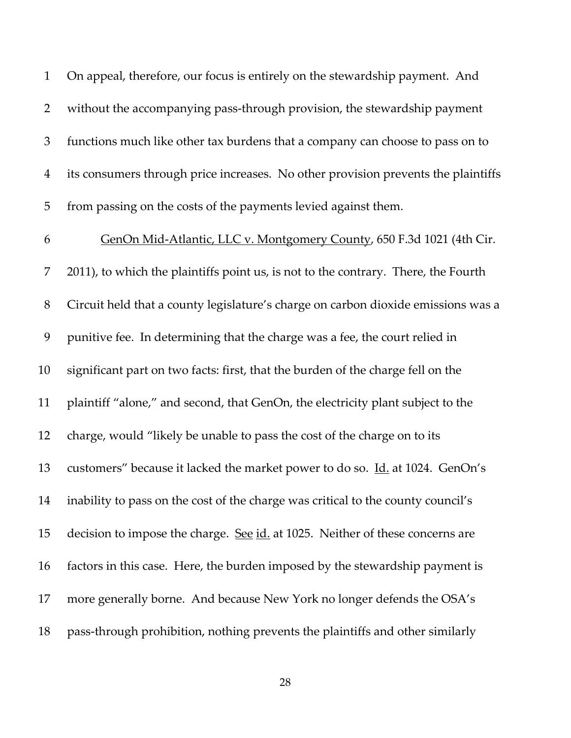On appeal, therefore, our focus is entirely on the stewardship payment. And without the accompanying pass-through provision, the stewardship payment functions much like other tax burdens that a company can choose to pass on to its consumers through price increases. No other provision prevents the plaintiffs from passing on the costs of the payments levied against them.

GenOn Mid-Atlantic, LLC v. Montgomery County, 650 F.3d 1021 (4th Cir. 2011), to which the plaintiffs point us, is not to the contrary. There, the Fourth Circuit held that a county legislature's charge on carbon dioxide emissions was a punitive fee. In determining that the charge was a fee, the court relied in significant part on two facts: first, that the burden of the charge fell on the plaintiff "alone," and second, that GenOn, the electricity plant subject to the charge, would "likely be unable to pass the cost of the charge on to its customers" because it lacked the market power to do so. Id. at 1024. GenOn's inability to pass on the cost of the charge was critical to the county council's decision to impose the charge. See id. at 1025. Neither of these concerns are factors in this case. Here, the burden imposed by the stewardship payment is more generally borne. And because New York no longer defends the OSA's pass-through prohibition, nothing prevents the plaintiffs and other similarly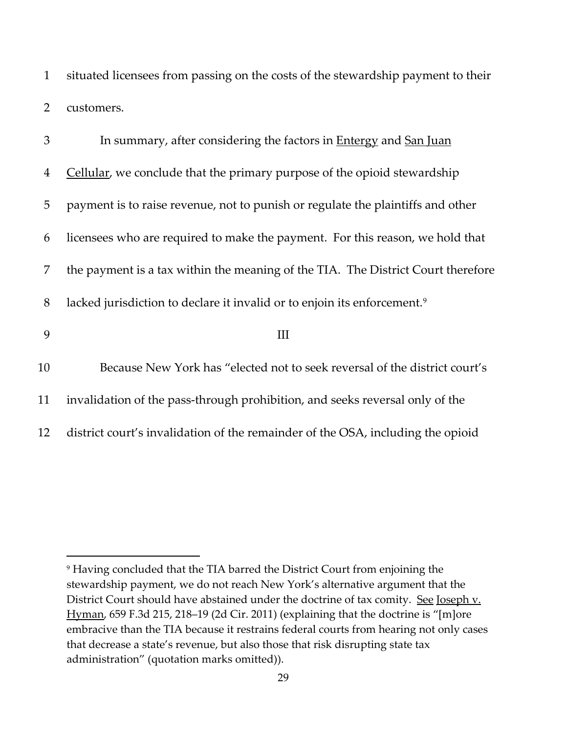situated licensees from passing on the costs of the stewardship payment to their customers.

In summary, after considering the factors in Entergy and San Juan Cellular, we conclude that the primary purpose of the opioid stewardship payment is to raise revenue, not to punish or regulate the plaintiffs and other licensees who are required to make the payment. For this reason, we hold that the payment is a tax within the meaning of the TIA. The District Court therefore lacked jurisdiction to declare it invalid or to enjoin its enforcement.[9]

## III

Because New York has "elected not to seek reversal of the district court's invalidation of the pass-through prohibition, and seeks reversal only of the district court's invalidation of the remainder of the OSA, including the opioid

---

[9] Having concluded that the TIA barred the District Court from enjoining the stewardship payment, we do not reach New York's alternative argument that the District Court should have abstained under the doctrine of tax comity. See Joseph v. Hyman, 659 F.3d 215, 218–19 (2d Cir. 2011) (explaining that the doctrine is "[m]ore embracive than the TIA because it restrains federal courts from hearing not only cases that decrease a state's revenue, but also those that risk disrupting state tax administration" (quotation marks omitted)).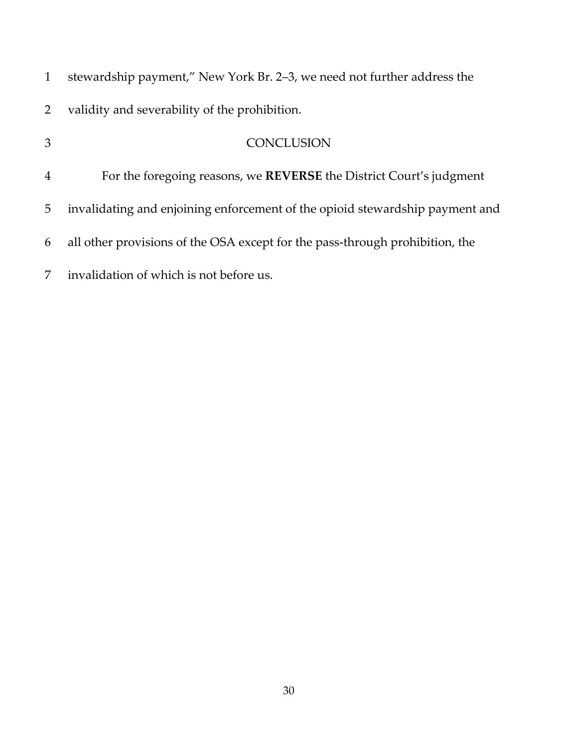stewardship payment," New York Br. 2–3, we need not further address the validity and severability of the prohibition.

## CONCLUSION

For the foregoing reasons, we **REVERSE** the District Court's judgment invalidating and enjoining enforcement of the opioid stewardship payment and all other provisions of the OSA except for the pass-through prohibition, the invalidation of which is not before us.